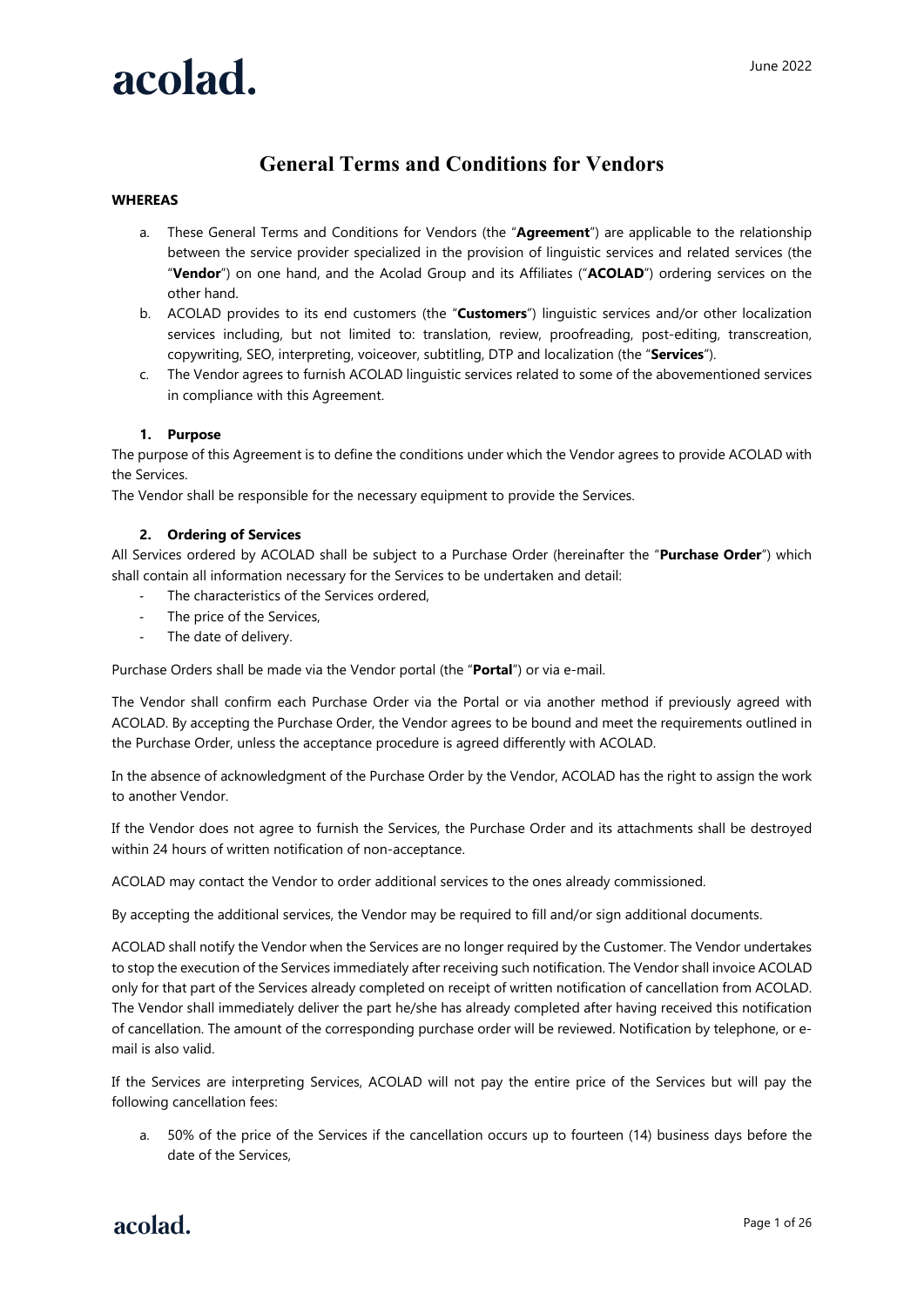acolad.

June 2022

# General Terms and Conditions for Vendors

**WHEREAS**

a. These General Terms and Conditions for Vendors (the "**Agreement**") are applicable to the relationship between the service provider specialized in the provision of linguistic services and related services (the "**Vendor**") on one hand, and the Acolad Group and its Affiliates ("**ACOLAD**") ordering services on the other hand.
b. ACOLAD provides to its end customers (the "**Customers**") linguistic services and/or other localization services including, but not limited to: translation, review, proofreading, post-editing, transcreation, copywriting, SEO, interpreting, voiceover, subtitling, DTP and localization (the "**Services**").
c. The Vendor agrees to furnish ACOLAD linguistic services related to some of the abovementioned services in compliance with this Agreement.

## 1. Purpose

The purpose of this Agreement is to define the conditions under which the Vendor agrees to provide ACOLAD with the Services.

The Vendor shall be responsible for the necessary equipment to provide the Services.

## 2. Ordering of Services

All Services ordered by ACOLAD shall be subject to a Purchase Order (hereinafter the "**Purchase Order**") which shall contain all information necessary for the Services to be undertaken and detail:

- The characteristics of the Services ordered,
- The price of the Services,
- The date of delivery.

Purchase Orders shall be made via the Vendor portal (the "**Portal**") or via e-mail.

The Vendor shall confirm each Purchase Order via the Portal or via another method if previously agreed with ACOLAD. By accepting the Purchase Order, the Vendor agrees to be bound and meet the requirements outlined in the Purchase Order, unless the acceptance procedure is agreed differently with ACOLAD.

In the absence of acknowledgment of the Purchase Order by the Vendor, ACOLAD has the right to assign the work to another Vendor.

If the Vendor does not agree to furnish the Services, the Purchase Order and its attachments shall be destroyed within 24 hours of written notification of non-acceptance.

ACOLAD may contact the Vendor to order additional services to the ones already commissioned.

By accepting the additional services, the Vendor may be required to fill and/or sign additional documents.

ACOLAD shall notify the Vendor when the Services are no longer required by the Customer. The Vendor undertakes to stop the execution of the Services immediately after receiving such notification. The Vendor shall invoice ACOLAD only for that part of the Services already completed on receipt of written notification of cancellation from ACOLAD. The Vendor shall immediately deliver the part he/she has already completed after having received this notification of cancellation. The amount of the corresponding purchase order will be reviewed. Notification by telephone, or e-mail is also valid.

If the Services are interpreting Services, ACOLAD will not pay the entire price of the Services but will pay the following cancellation fees:

a. 50% of the price of the Services if the cancellation occurs up to fourteen (14) business days before the date of the Services,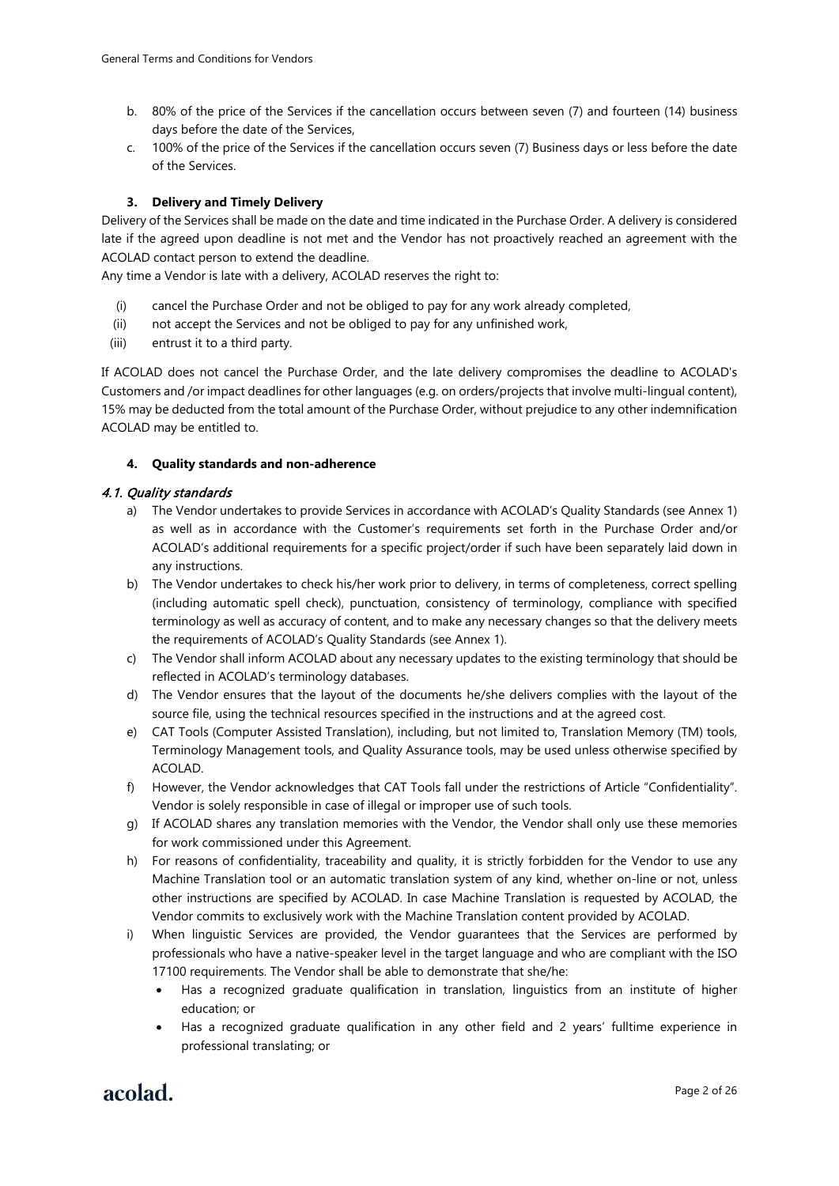b. 80% of the price of the Services if the cancellation occurs between seven (7) and fourteen (14) business days before the date of the Services,

c. 100% of the price of the Services if the cancellation occurs seven (7) Business days or less before the date of the Services.

### 3. Delivery and Timely Delivery

Delivery of the Services shall be made on the date and time indicated in the Purchase Order. A delivery is considered late if the agreed upon deadline is not met and the Vendor has not proactively reached an agreement with the ACOLAD contact person to extend the deadline.

Any time a Vendor is late with a delivery, ACOLAD reserves the right to:

(i) cancel the Purchase Order and not be obliged to pay for any work already completed,

(ii) not accept the Services and not be obliged to pay for any unfinished work,

(iii) entrust it to a third party.

If ACOLAD does not cancel the Purchase Order, and the late delivery compromises the deadline to ACOLAD's Customers and /or impact deadlines for other languages (e.g. on orders/projects that involve multi-lingual content), 15% may be deducted from the total amount of the Purchase Order, without prejudice to any other indemnification ACOLAD may be entitled to.

### 4. Quality standards and non-adherence

#### *4.1. Quality standards*

a) The Vendor undertakes to provide Services in accordance with ACOLAD's Quality Standards (see Annex 1) as well as in accordance with the Customer's requirements set forth in the Purchase Order and/or ACOLAD's additional requirements for a specific project/order if such have been separately laid down in any instructions.

b) The Vendor undertakes to check his/her work prior to delivery, in terms of completeness, correct spelling (including automatic spell check), punctuation, consistency of terminology, compliance with specified terminology as well as accuracy of content, and to make any necessary changes so that the delivery meets the requirements of ACOLAD's Quality Standards (see Annex 1).

c) The Vendor shall inform ACOLAD about any necessary updates to the existing terminology that should be reflected in ACOLAD's terminology databases.

d) The Vendor ensures that the layout of the documents he/she delivers complies with the layout of the source file, using the technical resources specified in the instructions and at the agreed cost.

e) CAT Tools (Computer Assisted Translation), including, but not limited to, Translation Memory (TM) tools, Terminology Management tools, and Quality Assurance tools, may be used unless otherwise specified by ACOLAD.

f) However, the Vendor acknowledges that CAT Tools fall under the restrictions of Article "Confidentiality". Vendor is solely responsible in case of illegal or improper use of such tools.

g) If ACOLAD shares any translation memories with the Vendor, the Vendor shall only use these memories for work commissioned under this Agreement.

h) For reasons of confidentiality, traceability and quality, it is strictly forbidden for the Vendor to use any Machine Translation tool or an automatic translation system of any kind, whether on-line or not, unless other instructions are specified by ACOLAD. In case Machine Translation is requested by ACOLAD, the Vendor commits to exclusively work with the Machine Translation content provided by ACOLAD.

i) When linguistic Services are provided, the Vendor guarantees that the Services are performed by professionals who have a native-speaker level in the target language and who are compliant with the ISO 17100 requirements. The Vendor shall be able to demonstrate that she/he:

- Has a recognized graduate qualification in translation, linguistics from an institute of higher education; or
- Has a recognized graduate qualification in any other field and 2 years' fulltime experience in professional translating; or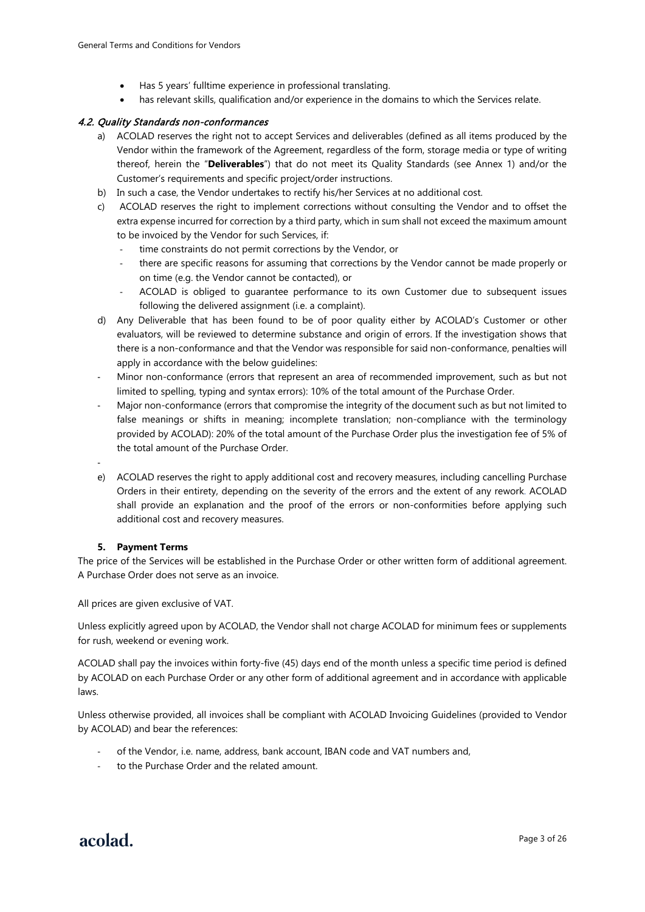- Has 5 years' fulltime experience in professional translating.
- has relevant skills, qualification and/or experience in the domains to which the Services relate.

### *4.2. Quality Standards non-conformances*

a) ACOLAD reserves the right not to accept Services and deliverables (defined as all items produced by the Vendor within the framework of the Agreement, regardless of the form, storage media or type of writing thereof, herein the "**Deliverables**") that do not meet its Quality Standards (see Annex 1) and/or the Customer's requirements and specific project/order instructions.

b) In such a case, the Vendor undertakes to rectify his/her Services at no additional cost.

c) ACOLAD reserves the right to implement corrections without consulting the Vendor and to offset the extra expense incurred for correction by a third party, which in sum shall not exceed the maximum amount to be invoiced by the Vendor for such Services, if:
   - time constraints do not permit corrections by the Vendor, or
   - there are specific reasons for assuming that corrections by the Vendor cannot be made properly or on time (e.g. the Vendor cannot be contacted), or
   - ACOLAD is obliged to guarantee performance to its own Customer due to subsequent issues following the delivered assignment (i.e. a complaint).

d) Any Deliverable that has been found to be of poor quality either by ACOLAD's Customer or other evaluators, will be reviewed to determine substance and origin of errors. If the investigation shows that there is a non-conformance and that the Vendor was responsible for said non-conformance, penalties will apply in accordance with the below guidelines:

- Minor non-conformance (errors that represent an area of recommended improvement, such as but not limited to spelling, typing and syntax errors): 10% of the total amount of the Purchase Order.
- Major non-conformance (errors that compromise the integrity of the document such as but not limited to false meanings or shifts in meaning; incomplete translation; non-compliance with the terminology provided by ACOLAD): 20% of the total amount of the Purchase Order plus the investigation fee of 5% of the total amount of the Purchase Order.
- 

e) ACOLAD reserves the right to apply additional cost and recovery measures, including cancelling Purchase Orders in their entirety, depending on the severity of the errors and the extent of any rework. ACOLAD shall provide an explanation and the proof of the errors or non-conformities before applying such additional cost and recovery measures.

### 5. Payment Terms

The price of the Services will be established in the Purchase Order or other written form of additional agreement. A Purchase Order does not serve as an invoice.

All prices are given exclusive of VAT.

Unless explicitly agreed upon by ACOLAD, the Vendor shall not charge ACOLAD for minimum fees or supplements for rush, weekend or evening work.

ACOLAD shall pay the invoices within forty-five (45) days end of the month unless a specific time period is defined by ACOLAD on each Purchase Order or any other form of additional agreement and in accordance with applicable laws.

Unless otherwise provided, all invoices shall be compliant with ACOLAD Invoicing Guidelines (provided to Vendor by ACOLAD) and bear the references:

- of the Vendor, i.e. name, address, bank account, IBAN code and VAT numbers and,
- to the Purchase Order and the related amount.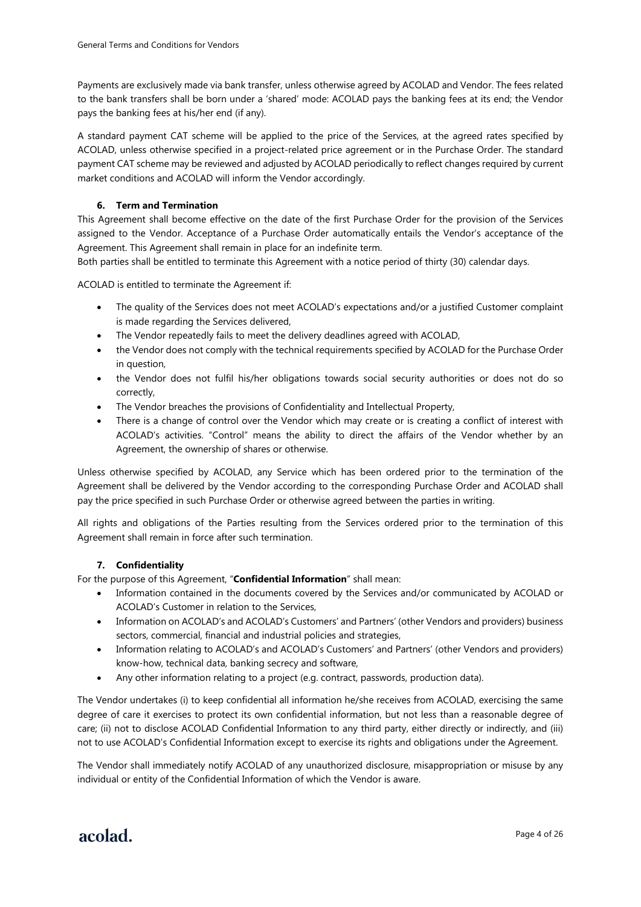Payments are exclusively made via bank transfer, unless otherwise agreed by ACOLAD and Vendor. The fees related to the bank transfers shall be born under a 'shared' mode: ACOLAD pays the banking fees at its end; the Vendor pays the banking fees at his/her end (if any).

A standard payment CAT scheme will be applied to the price of the Services, at the agreed rates specified by ACOLAD, unless otherwise specified in a project-related price agreement or in the Purchase Order. The standard payment CAT scheme may be reviewed and adjusted by ACOLAD periodically to reflect changes required by current market conditions and ACOLAD will inform the Vendor accordingly.

### 6. Term and Termination

This Agreement shall become effective on the date of the first Purchase Order for the provision of the Services assigned to the Vendor. Acceptance of a Purchase Order automatically entails the Vendor's acceptance of the Agreement. This Agreement shall remain in place for an indefinite term.

Both parties shall be entitled to terminate this Agreement with a notice period of thirty (30) calendar days.

ACOLAD is entitled to terminate the Agreement if:

- The quality of the Services does not meet ACOLAD's expectations and/or a justified Customer complaint is made regarding the Services delivered,
- The Vendor repeatedly fails to meet the delivery deadlines agreed with ACOLAD,
- the Vendor does not comply with the technical requirements specified by ACOLAD for the Purchase Order in question,
- the Vendor does not fulfil his/her obligations towards social security authorities or does not do so correctly,
- The Vendor breaches the provisions of Confidentiality and Intellectual Property,
- There is a change of control over the Vendor which may create or is creating a conflict of interest with ACOLAD's activities. "Control" means the ability to direct the affairs of the Vendor whether by an Agreement, the ownership of shares or otherwise.

Unless otherwise specified by ACOLAD, any Service which has been ordered prior to the termination of the Agreement shall be delivered by the Vendor according to the corresponding Purchase Order and ACOLAD shall pay the price specified in such Purchase Order or otherwise agreed between the parties in writing.

All rights and obligations of the Parties resulting from the Services ordered prior to the termination of this Agreement shall remain in force after such termination.

### 7. Confidentiality

For the purpose of this Agreement, "**Confidential Information**" shall mean:

- Information contained in the documents covered by the Services and/or communicated by ACOLAD or ACOLAD's Customer in relation to the Services,
- Information on ACOLAD's and ACOLAD's Customers' and Partners' (other Vendors and providers) business sectors, commercial, financial and industrial policies and strategies,
- Information relating to ACOLAD's and ACOLAD's Customers' and Partners' (other Vendors and providers) know-how, technical data, banking secrecy and software,
- Any other information relating to a project (e.g. contract, passwords, production data).

The Vendor undertakes (i) to keep confidential all information he/she receives from ACOLAD, exercising the same degree of care it exercises to protect its own confidential information, but not less than a reasonable degree of care; (ii) not to disclose ACOLAD Confidential Information to any third party, either directly or indirectly, and (iii) not to use ACOLAD's Confidential Information except to exercise its rights and obligations under the Agreement.

The Vendor shall immediately notify ACOLAD of any unauthorized disclosure, misappropriation or misuse by any individual or entity of the Confidential Information of which the Vendor is aware.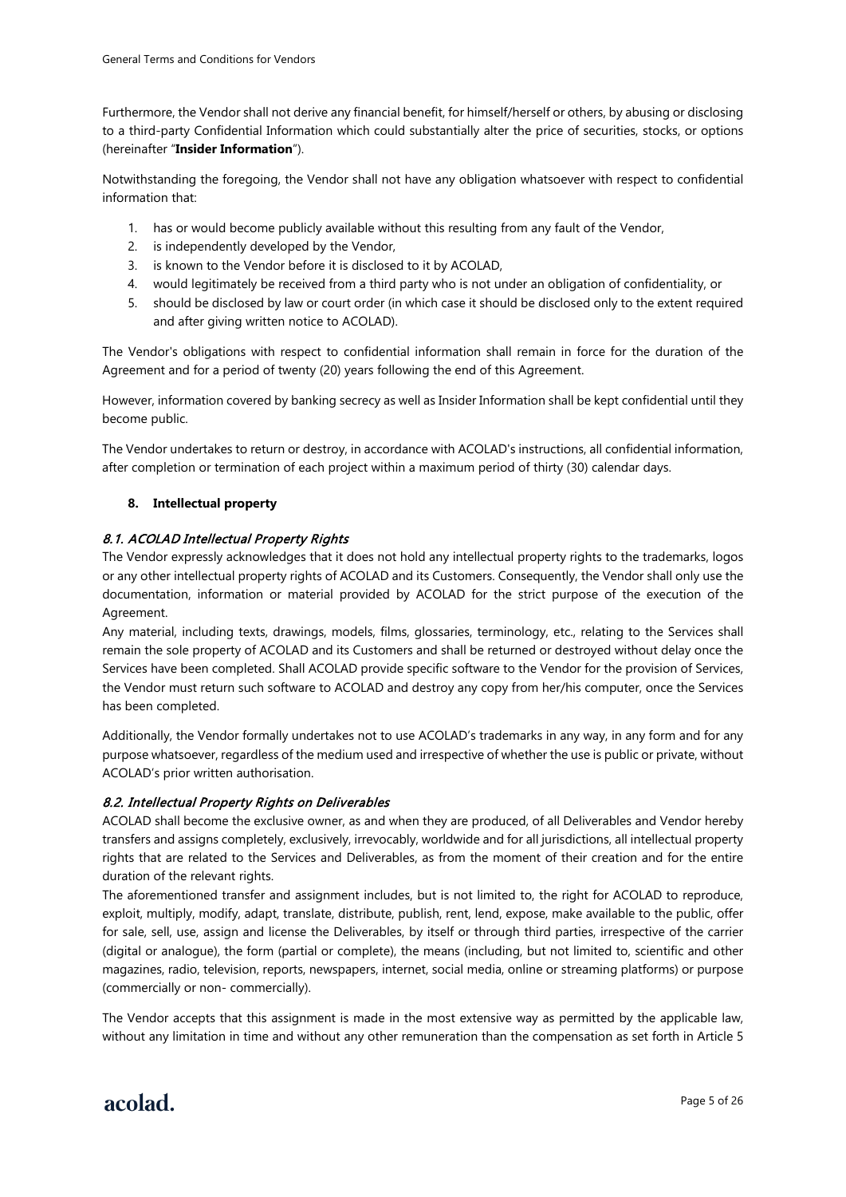Furthermore, the Vendor shall not derive any financial benefit, for himself/herself or others, by abusing or disclosing to a third-party Confidential Information which could substantially alter the price of securities, stocks, or options (hereinafter "**Insider Information**").

Notwithstanding the foregoing, the Vendor shall not have any obligation whatsoever with respect to confidential information that:

1. has or would become publicly available without this resulting from any fault of the Vendor,
2. is independently developed by the Vendor,
3. is known to the Vendor before it is disclosed to it by ACOLAD,
4. would legitimately be received from a third party who is not under an obligation of confidentiality, or
5. should be disclosed by law or court order (in which case it should be disclosed only to the extent required and after giving written notice to ACOLAD).

The Vendor's obligations with respect to confidential information shall remain in force for the duration of the Agreement and for a period of twenty (20) years following the end of this Agreement.

However, information covered by banking secrecy as well as Insider Information shall be kept confidential until they become public.

The Vendor undertakes to return or destroy, in accordance with ACOLAD's instructions, all confidential information, after completion or termination of each project within a maximum period of thirty (30) calendar days.

## 8. Intellectual property

### *8.1. ACOLAD Intellectual Property Rights*

The Vendor expressly acknowledges that it does not hold any intellectual property rights to the trademarks, logos or any other intellectual property rights of ACOLAD and its Customers. Consequently, the Vendor shall only use the documentation, information or material provided by ACOLAD for the strict purpose of the execution of the Agreement.

Any material, including texts, drawings, models, films, glossaries, terminology, etc., relating to the Services shall remain the sole property of ACOLAD and its Customers and shall be returned or destroyed without delay once the Services have been completed. Shall ACOLAD provide specific software to the Vendor for the provision of Services, the Vendor must return such software to ACOLAD and destroy any copy from her/his computer, once the Services has been completed.

Additionally, the Vendor formally undertakes not to use ACOLAD's trademarks in any way, in any form and for any purpose whatsoever, regardless of the medium used and irrespective of whether the use is public or private, without ACOLAD's prior written authorisation.

### *8.2. Intellectual Property Rights on Deliverables*

ACOLAD shall become the exclusive owner, as and when they are produced, of all Deliverables and Vendor hereby transfers and assigns completely, exclusively, irrevocably, worldwide and for all jurisdictions, all intellectual property rights that are related to the Services and Deliverables, as from the moment of their creation and for the entire duration of the relevant rights.

The aforementioned transfer and assignment includes, but is not limited to, the right for ACOLAD to reproduce, exploit, multiply, modify, adapt, translate, distribute, publish, rent, lend, expose, make available to the public, offer for sale, sell, use, assign and license the Deliverables, by itself or through third parties, irrespective of the carrier (digital or analogue), the form (partial or complete), the means (including, but not limited to, scientific and other magazines, radio, television, reports, newspapers, internet, social media, online or streaming platforms) or purpose (commercially or non- commercially).

The Vendor accepts that this assignment is made in the most extensive way as permitted by the applicable law, without any limitation in time and without any other remuneration than the compensation as set forth in Article 5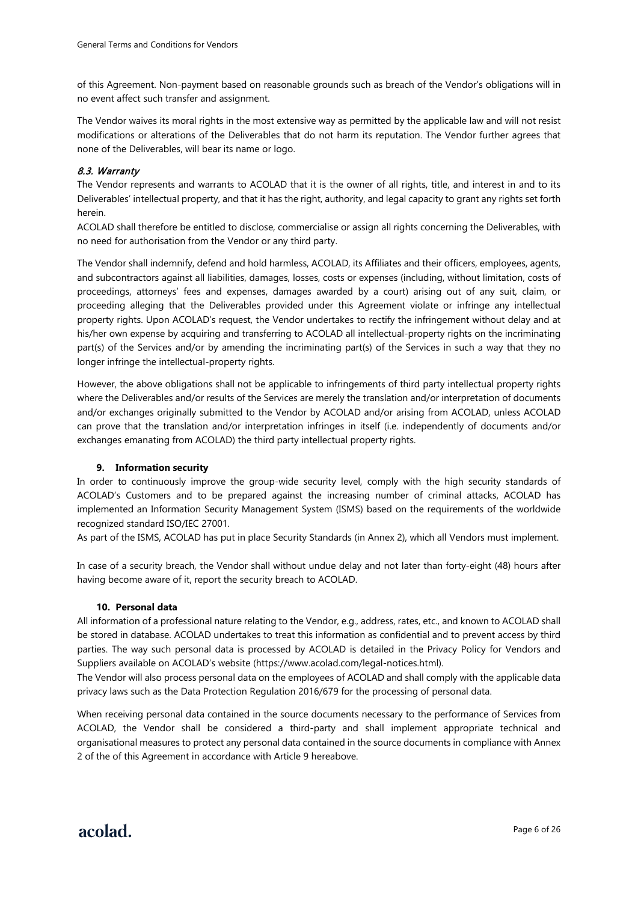of this Agreement. Non-payment based on reasonable grounds such as breach of the Vendor's obligations will in no event affect such transfer and assignment.

The Vendor waives its moral rights in the most extensive way as permitted by the applicable law and will not resist modifications or alterations of the Deliverables that do not harm its reputation. The Vendor further agrees that none of the Deliverables, will bear its name or logo.

### *8.3. Warranty*

The Vendor represents and warrants to ACOLAD that it is the owner of all rights, title, and interest in and to its Deliverables' intellectual property, and that it has the right, authority, and legal capacity to grant any rights set forth herein.

ACOLAD shall therefore be entitled to disclose, commercialise or assign all rights concerning the Deliverables, with no need for authorisation from the Vendor or any third party.

The Vendor shall indemnify, defend and hold harmless, ACOLAD, its Affiliates and their officers, employees, agents, and subcontractors against all liabilities, damages, losses, costs or expenses (including, without limitation, costs of proceedings, attorneys' fees and expenses, damages awarded by a court) arising out of any suit, claim, or proceeding alleging that the Deliverables provided under this Agreement violate or infringe any intellectual property rights. Upon ACOLAD's request, the Vendor undertakes to rectify the infringement without delay and at his/her own expense by acquiring and transferring to ACOLAD all intellectual-property rights on the incriminating part(s) of the Services and/or by amending the incriminating part(s) of the Services in such a way that they no longer infringe the intellectual-property rights.

However, the above obligations shall not be applicable to infringements of third party intellectual property rights where the Deliverables and/or results of the Services are merely the translation and/or interpretation of documents and/or exchanges originally submitted to the Vendor by ACOLAD and/or arising from ACOLAD, unless ACOLAD can prove that the translation and/or interpretation infringes in itself (i.e. independently of documents and/or exchanges emanating from ACOLAD) the third party intellectual property rights.

## 9. Information security

In order to continuously improve the group-wide security level, comply with the high security standards of ACOLAD's Customers and to be prepared against the increasing number of criminal attacks, ACOLAD has implemented an Information Security Management System (ISMS) based on the requirements of the worldwide recognized standard ISO/IEC 27001.

As part of the ISMS, ACOLAD has put in place Security Standards (in Annex 2), which all Vendors must implement.

In case of a security breach, the Vendor shall without undue delay and not later than forty-eight (48) hours after having become aware of it, report the security breach to ACOLAD.

## 10. Personal data

All information of a professional nature relating to the Vendor, e.g., address, rates, etc., and known to ACOLAD shall be stored in database. ACOLAD undertakes to treat this information as confidential and to prevent access by third parties. The way such personal data is processed by ACOLAD is detailed in the Privacy Policy for Vendors and Suppliers available on ACOLAD's website (https://www.acolad.com/legal-notices.html).

The Vendor will also process personal data on the employees of ACOLAD and shall comply with the applicable data privacy laws such as the Data Protection Regulation 2016/679 for the processing of personal data.

When receiving personal data contained in the source documents necessary to the performance of Services from ACOLAD, the Vendor shall be considered a third-party and shall implement appropriate technical and organisational measures to protect any personal data contained in the source documents in compliance with Annex 2 of the of this Agreement in accordance with Article 9 hereabove.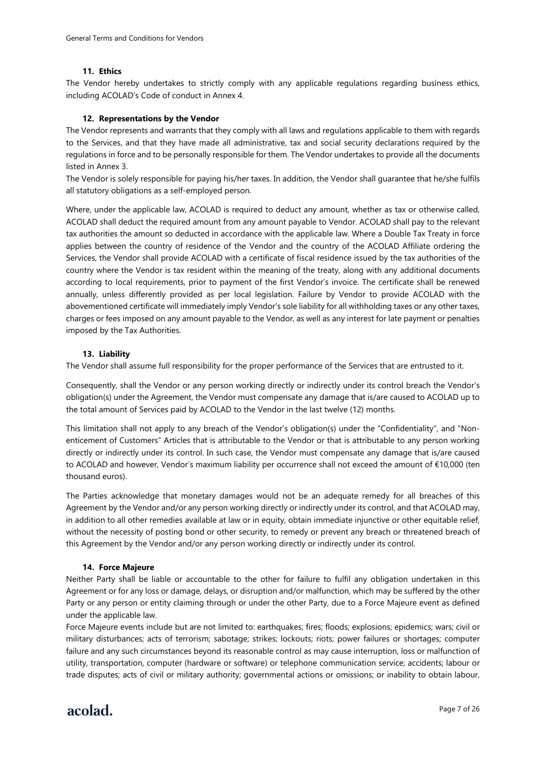### 11. Ethics

The Vendor hereby undertakes to strictly comply with any applicable regulations regarding business ethics, including ACOLAD's Code of conduct in Annex 4.

### 12. Representations by the Vendor

The Vendor represents and warrants that they comply with all laws and regulations applicable to them with regards to the Services, and that they have made all administrative, tax and social security declarations required by the regulations in force and to be personally responsible for them. The Vendor undertakes to provide all the documents listed in Annex 3.

The Vendor is solely responsible for paying his/her taxes. In addition, the Vendor shall guarantee that he/she fulfils all statutory obligations as a self-employed person.

Where, under the applicable law, ACOLAD is required to deduct any amount, whether as tax or otherwise called, ACOLAD shall deduct the required amount from any amount payable to Vendor. ACOLAD shall pay to the relevant tax authorities the amount so deducted in accordance with the applicable law. Where a Double Tax Treaty in force applies between the country of residence of the Vendor and the country of the ACOLAD Affiliate ordering the Services, the Vendor shall provide ACOLAD with a certificate of fiscal residence issued by the tax authorities of the country where the Vendor is tax resident within the meaning of the treaty, along with any additional documents according to local requirements, prior to payment of the first Vendor's invoice. The certificate shall be renewed annually, unless differently provided as per local legislation. Failure by Vendor to provide ACOLAD with the abovementioned certificate will immediately imply Vendor's sole liability for all withholding taxes or any other taxes, charges or fees imposed on any amount payable to the Vendor, as well as any interest for late payment or penalties imposed by the Tax Authorities.

### 13. Liability

The Vendor shall assume full responsibility for the proper performance of the Services that are entrusted to it.

Consequently, shall the Vendor or any person working directly or indirectly under its control breach the Vendor's obligation(s) under the Agreement, the Vendor must compensate any damage that is/are caused to ACOLAD up to the total amount of Services paid by ACOLAD to the Vendor in the last twelve (12) months.

This limitation shall not apply to any breach of the Vendor's obligation(s) under the "Confidentiality", and "Non-enticement of Customers" Articles that is attributable to the Vendor or that is attributable to any person working directly or indirectly under its control. In such case, the Vendor must compensate any damage that is/are caused to ACOLAD and however, Vendor's maximum liability per occurrence shall not exceed the amount of €10,000 (ten thousand euros).

The Parties acknowledge that monetary damages would not be an adequate remedy for all breaches of this Agreement by the Vendor and/or any person working directly or indirectly under its control, and that ACOLAD may, in addition to all other remedies available at law or in equity, obtain immediate injunctive or other equitable relief, without the necessity of posting bond or other security, to remedy or prevent any breach or threatened breach of this Agreement by the Vendor and/or any person working directly or indirectly under its control.

### 14. Force Majeure

Neither Party shall be liable or accountable to the other for failure to fulfil any obligation undertaken in this Agreement or for any loss or damage, delays, or disruption and/or malfunction, which may be suffered by the other Party or any person or entity claiming through or under the other Party, due to a Force Majeure event as defined under the applicable law.

Force Majeure events include but are not limited to: earthquakes; fires; floods; explosions; epidemics; wars; civil or military disturbances; acts of terrorism; sabotage; strikes; lockouts; riots; power failures or shortages; computer failure and any such circumstances beyond its reasonable control as may cause interruption, loss or malfunction of utility, transportation, computer (hardware or software) or telephone communication service; accidents; labour or trade disputes; acts of civil or military authority; governmental actions or omissions; or inability to obtain labour,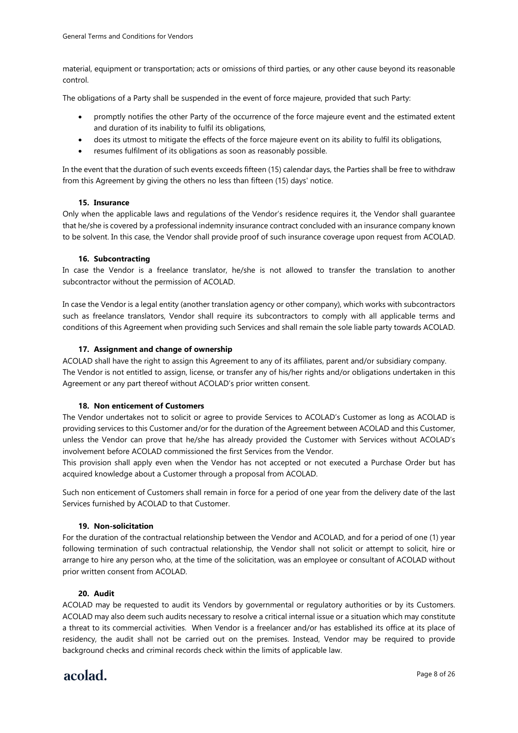material, equipment or transportation; acts or omissions of third parties, or any other cause beyond its reasonable control.

The obligations of a Party shall be suspended in the event of force majeure, provided that such Party:

- promptly notifies the other Party of the occurrence of the force majeure event and the estimated extent and duration of its inability to fulfil its obligations,
- does its utmost to mitigate the effects of the force majeure event on its ability to fulfil its obligations,
- resumes fulfilment of its obligations as soon as reasonably possible.

In the event that the duration of such events exceeds fifteen (15) calendar days, the Parties shall be free to withdraw from this Agreement by giving the others no less than fifteen (15) days' notice.

### 15. Insurance

Only when the applicable laws and regulations of the Vendor's residence requires it, the Vendor shall guarantee that he/she is covered by a professional indemnity insurance contract concluded with an insurance company known to be solvent. In this case, the Vendor shall provide proof of such insurance coverage upon request from ACOLAD.

### 16. Subcontracting

In case the Vendor is a freelance translator, he/she is not allowed to transfer the translation to another subcontractor without the permission of ACOLAD.

In case the Vendor is a legal entity (another translation agency or other company), which works with subcontractors such as freelance translators, Vendor shall require its subcontractors to comply with all applicable terms and conditions of this Agreement when providing such Services and shall remain the sole liable party towards ACOLAD.

### 17. Assignment and change of ownership

ACOLAD shall have the right to assign this Agreement to any of its affiliates, parent and/or subsidiary company.
The Vendor is not entitled to assign, license, or transfer any of his/her rights and/or obligations undertaken in this Agreement or any part thereof without ACOLAD's prior written consent.

### 18. Non enticement of Customers

The Vendor undertakes not to solicit or agree to provide Services to ACOLAD's Customer as long as ACOLAD is providing services to this Customer and/or for the duration of the Agreement between ACOLAD and this Customer, unless the Vendor can prove that he/she has already provided the Customer with Services without ACOLAD's involvement before ACOLAD commissioned the first Services from the Vendor.
This provision shall apply even when the Vendor has not accepted or not executed a Purchase Order but has acquired knowledge about a Customer through a proposal from ACOLAD.

Such non enticement of Customers shall remain in force for a period of one year from the delivery date of the last Services furnished by ACOLAD to that Customer.

### 19. Non-solicitation

For the duration of the contractual relationship between the Vendor and ACOLAD, and for a period of one (1) year following termination of such contractual relationship, the Vendor shall not solicit or attempt to solicit, hire or arrange to hire any person who, at the time of the solicitation, was an employee or consultant of ACOLAD without prior written consent from ACOLAD.

### 20. Audit

ACOLAD may be requested to audit its Vendors by governmental or regulatory authorities or by its Customers. ACOLAD may also deem such audits necessary to resolve a critical internal issue or a situation which may constitute a threat to its commercial activities. When Vendor is a freelancer and/or has established its office at its place of residency, the audit shall not be carried out on the premises. Instead, Vendor may be required to provide background checks and criminal records check within the limits of applicable law.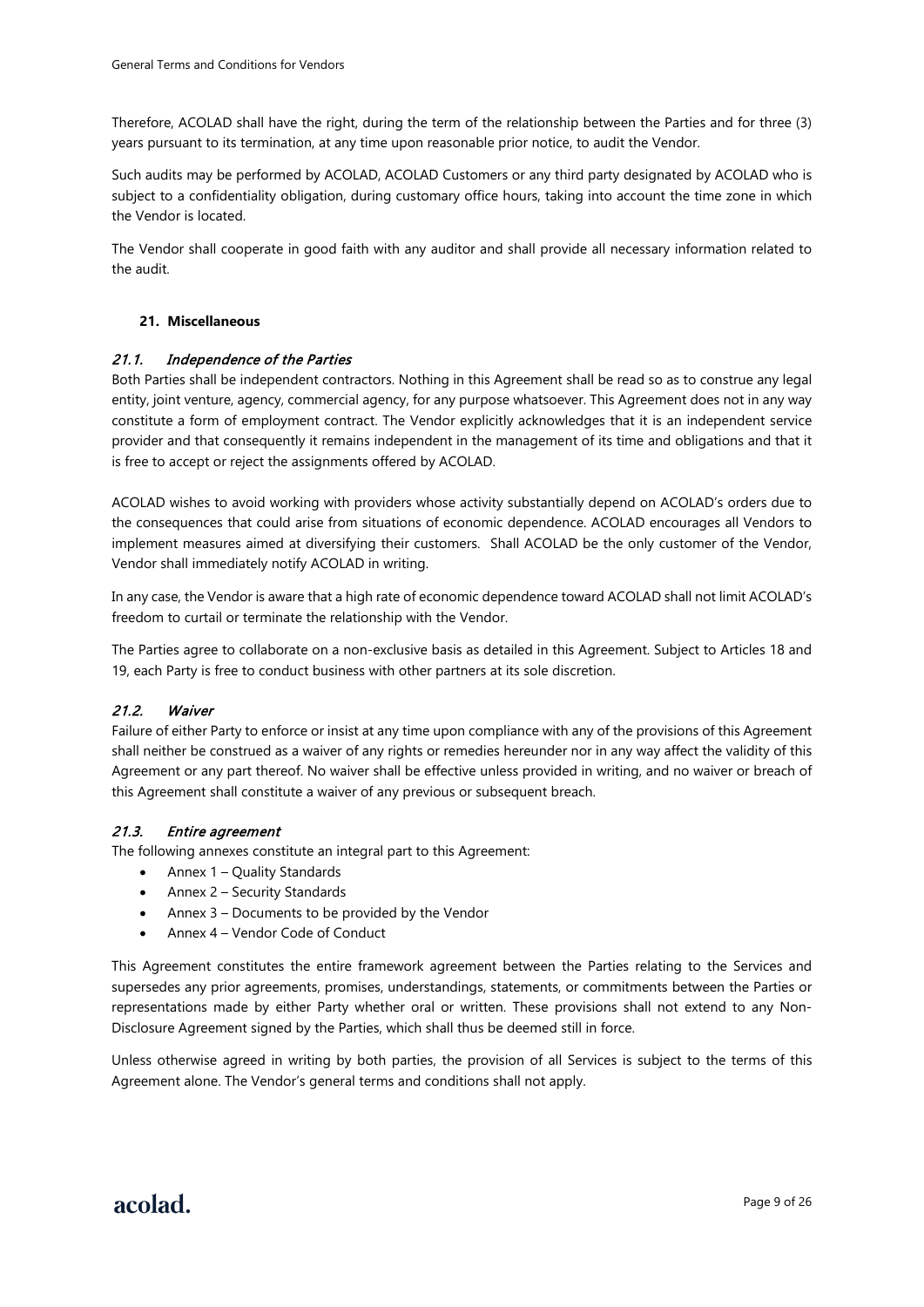Therefore, ACOLAD shall have the right, during the term of the relationship between the Parties and for three (3) years pursuant to its termination, at any time upon reasonable prior notice, to audit the Vendor.

Such audits may be performed by ACOLAD, ACOLAD Customers or any third party designated by ACOLAD who is subject to a confidentiality obligation, during customary office hours, taking into account the time zone in which the Vendor is located.

The Vendor shall cooperate in good faith with any auditor and shall provide all necessary information related to the audit.

## 21. Miscellaneous

### *21.1. Independence of the Parties*

Both Parties shall be independent contractors. Nothing in this Agreement shall be read so as to construe any legal entity, joint venture, agency, commercial agency, for any purpose whatsoever. This Agreement does not in any way constitute a form of employment contract. The Vendor explicitly acknowledges that it is an independent service provider and that consequently it remains independent in the management of its time and obligations and that it is free to accept or reject the assignments offered by ACOLAD.

ACOLAD wishes to avoid working with providers whose activity substantially depend on ACOLAD's orders due to the consequences that could arise from situations of economic dependence. ACOLAD encourages all Vendors to implement measures aimed at diversifying their customers. Shall ACOLAD be the only customer of the Vendor, Vendor shall immediately notify ACOLAD in writing.

In any case, the Vendor is aware that a high rate of economic dependence toward ACOLAD shall not limit ACOLAD's freedom to curtail or terminate the relationship with the Vendor.

The Parties agree to collaborate on a non-exclusive basis as detailed in this Agreement. Subject to Articles 18 and 19, each Party is free to conduct business with other partners at its sole discretion.

### *21.2. Waiver*

Failure of either Party to enforce or insist at any time upon compliance with any of the provisions of this Agreement shall neither be construed as a waiver of any rights or remedies hereunder nor in any way affect the validity of this Agreement or any part thereof. No waiver shall be effective unless provided in writing, and no waiver or breach of this Agreement shall constitute a waiver of any previous or subsequent breach.

### *21.3. Entire agreement*

The following annexes constitute an integral part to this Agreement:

- Annex 1 – Quality Standards
- Annex 2 – Security Standards
- Annex 3 – Documents to be provided by the Vendor
- Annex 4 – Vendor Code of Conduct

This Agreement constitutes the entire framework agreement between the Parties relating to the Services and supersedes any prior agreements, promises, understandings, statements, or commitments between the Parties or representations made by either Party whether oral or written. These provisions shall not extend to any Non-Disclosure Agreement signed by the Parties, which shall thus be deemed still in force.

Unless otherwise agreed in writing by both parties, the provision of all Services is subject to the terms of this Agreement alone. The Vendor's general terms and conditions shall not apply.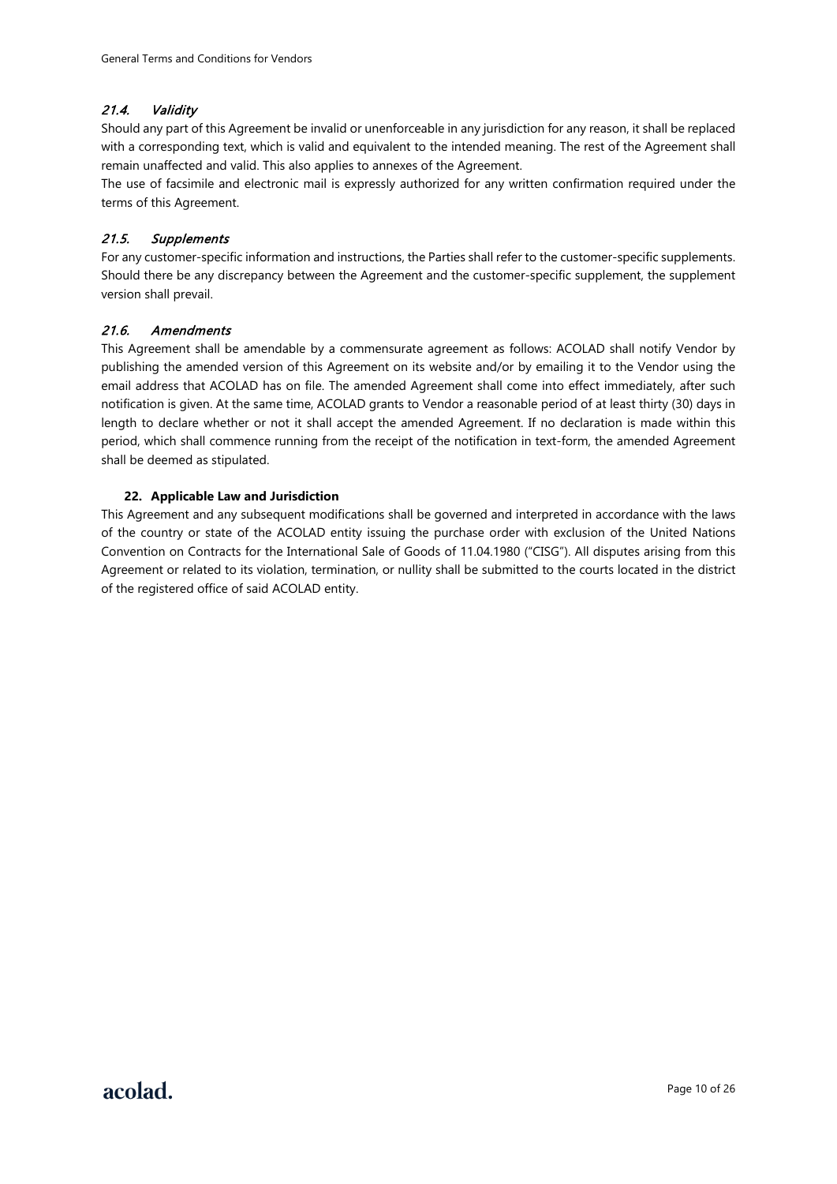### *21.4. Validity*

Should any part of this Agreement be invalid or unenforceable in any jurisdiction for any reason, it shall be replaced with a corresponding text, which is valid and equivalent to the intended meaning. The rest of the Agreement shall remain unaffected and valid. This also applies to annexes of the Agreement.

The use of facsimile and electronic mail is expressly authorized for any written confirmation required under the terms of this Agreement.

### *21.5. Supplements*

For any customer-specific information and instructions, the Parties shall refer to the customer-specific supplements. Should there be any discrepancy between the Agreement and the customer-specific supplement, the supplement version shall prevail.

### *21.6. Amendments*

This Agreement shall be amendable by a commensurate agreement as follows: ACOLAD shall notify Vendor by publishing the amended version of this Agreement on its website and/or by emailing it to the Vendor using the email address that ACOLAD has on file. The amended Agreement shall come into effect immediately, after such notification is given. At the same time, ACOLAD grants to Vendor a reasonable period of at least thirty (30) days in length to declare whether or not it shall accept the amended Agreement. If no declaration is made within this period, which shall commence running from the receipt of the notification in text-form, the amended Agreement shall be deemed as stipulated.

## 22. Applicable Law and Jurisdiction

This Agreement and any subsequent modifications shall be governed and interpreted in accordance with the laws of the country or state of the ACOLAD entity issuing the purchase order with exclusion of the United Nations Convention on Contracts for the International Sale of Goods of 11.04.1980 ("CISG"). All disputes arising from this Agreement or related to its violation, termination, or nullity shall be submitted to the courts located in the district of the registered office of said ACOLAD entity.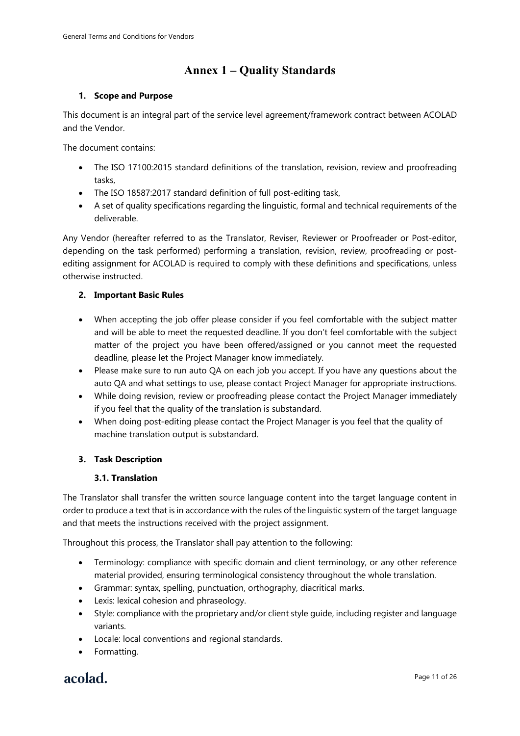# Annex 1 – Quality Standards

## 1. Scope and Purpose

This document is an integral part of the service level agreement/framework contract between ACOLAD and the Vendor.

The document contains:

- The ISO 17100:2015 standard definitions of the translation, revision, review and proofreading tasks,
- The ISO 18587:2017 standard definition of full post-editing task,
- A set of quality specifications regarding the linguistic, formal and technical requirements of the deliverable.

Any Vendor (hereafter referred to as the Translator, Reviser, Reviewer or Proofreader or Post-editor, depending on the task performed) performing a translation, revision, review, proofreading or post-editing assignment for ACOLAD is required to comply with these definitions and specifications, unless otherwise instructed.

## 2. Important Basic Rules

- When accepting the job offer please consider if you feel comfortable with the subject matter and will be able to meet the requested deadline. If you don't feel comfortable with the subject matter of the project you have been offered/assigned or you cannot meet the requested deadline, please let the Project Manager know immediately.
- Please make sure to run auto QA on each job you accept. If you have any questions about the auto QA and what settings to use, please contact Project Manager for appropriate instructions.
- While doing revision, review or proofreading please contact the Project Manager immediately if you feel that the quality of the translation is substandard.
- When doing post-editing please contact the Project Manager is you feel that the quality of machine translation output is substandard.

## 3. Task Description

### 3.1. Translation

The Translator shall transfer the written source language content into the target language content in order to produce a text that is in accordance with the rules of the linguistic system of the target language and that meets the instructions received with the project assignment.

Throughout this process, the Translator shall pay attention to the following:

- Terminology: compliance with specific domain and client terminology, or any other reference material provided, ensuring terminological consistency throughout the whole translation.
- Grammar: syntax, spelling, punctuation, orthography, diacritical marks.
- Lexis: lexical cohesion and phraseology.
- Style: compliance with the proprietary and/or client style guide, including register and language variants.
- Locale: local conventions and regional standards.
- Formatting.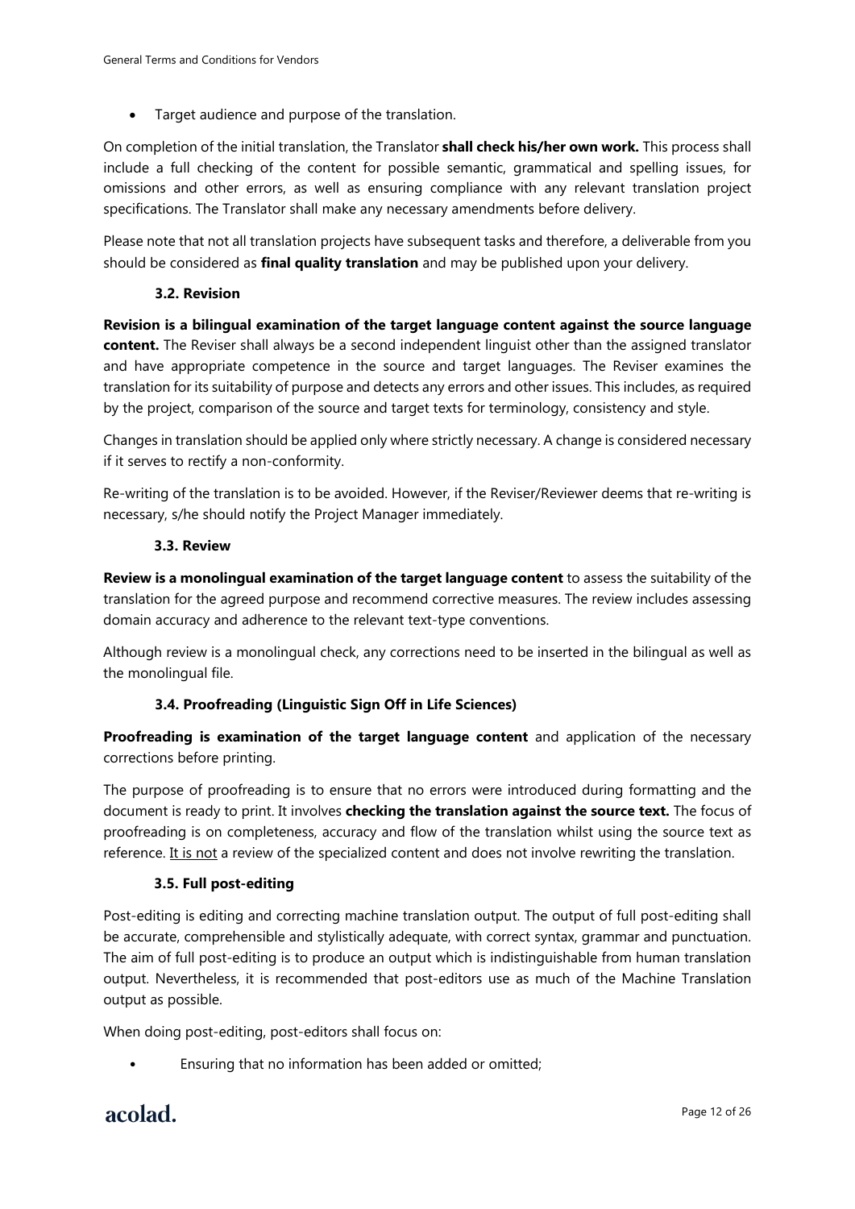- Target audience and purpose of the translation.

On completion of the initial translation, the Translator **shall check his/her own work.** This process shall include a full checking of the content for possible semantic, grammatical and spelling issues, for omissions and other errors, as well as ensuring compliance with any relevant translation project specifications. The Translator shall make any necessary amendments before delivery.

Please note that not all translation projects have subsequent tasks and therefore, a deliverable from you should be considered as **final quality translation** and may be published upon your delivery.

### 3.2. Revision

**Revision is a bilingual examination of the target language content against the source language content.** The Reviser shall always be a second independent linguist other than the assigned translator and have appropriate competence in the source and target languages. The Reviser examines the translation for its suitability of purpose and detects any errors and other issues. This includes, as required by the project, comparison of the source and target texts for terminology, consistency and style.

Changes in translation should be applied only where strictly necessary. A change is considered necessary if it serves to rectify a non-conformity.

Re-writing of the translation is to be avoided. However, if the Reviser/Reviewer deems that re-writing is necessary, s/he should notify the Project Manager immediately.

### 3.3. Review

**Review is a monolingual examination of the target language content** to assess the suitability of the translation for the agreed purpose and recommend corrective measures. The review includes assessing domain accuracy and adherence to the relevant text-type conventions.

Although review is a monolingual check, any corrections need to be inserted in the bilingual as well as the monolingual file.

### 3.4. Proofreading (Linguistic Sign Off in Life Sciences)

**Proofreading is examination of the target language content** and application of the necessary corrections before printing.

The purpose of proofreading is to ensure that no errors were introduced during formatting and the document is ready to print. It involves **checking the translation against the source text.** The focus of proofreading is on completeness, accuracy and flow of the translation whilst using the source text as reference. <u>It is not</u> a review of the specialized content and does not involve rewriting the translation.

### 3.5. Full post-editing

Post-editing is editing and correcting machine translation output. The output of full post-editing shall be accurate, comprehensible and stylistically adequate, with correct syntax, grammar and punctuation. The aim of full post-editing is to produce an output which is indistinguishable from human translation output. Nevertheless, it is recommended that post-editors use as much of the Machine Translation output as possible.

When doing post-editing, post-editors shall focus on:

- Ensuring that no information has been added or omitted;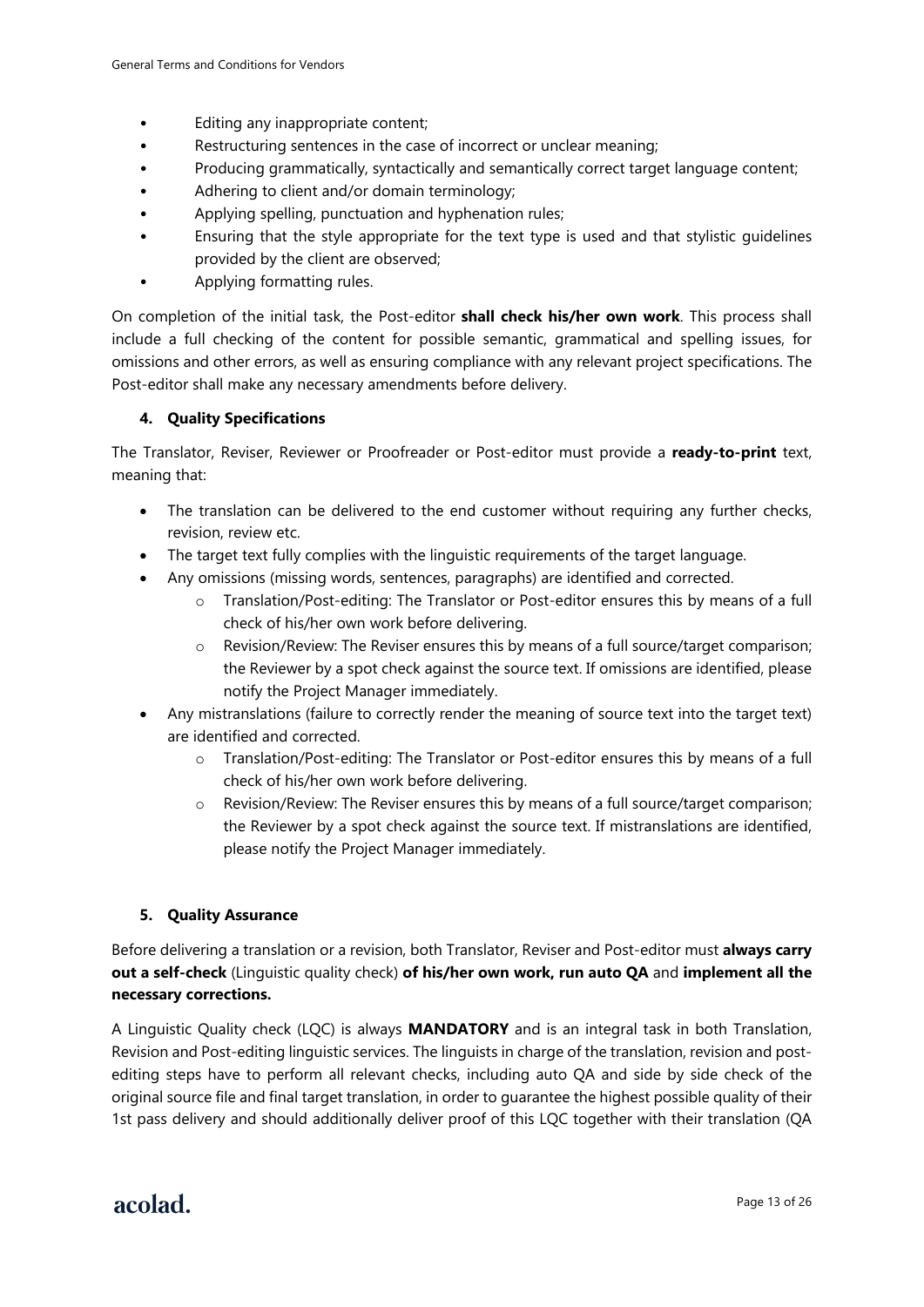- Editing any inappropriate content;
- Restructuring sentences in the case of incorrect or unclear meaning;
- Producing grammatically, syntactically and semantically correct target language content;
- Adhering to client and/or domain terminology;
- Applying spelling, punctuation and hyphenation rules;
- Ensuring that the style appropriate for the text type is used and that stylistic guidelines provided by the client are observed;
- Applying formatting rules.

On completion of the initial task, the Post-editor **shall check his/her own work**. This process shall include a full checking of the content for possible semantic, grammatical and spelling issues, for omissions and other errors, as well as ensuring compliance with any relevant project specifications. The Post-editor shall make any necessary amendments before delivery.

### 4. Quality Specifications

The Translator, Reviser, Reviewer or Proofreader or Post-editor must provide a **ready-to-print** text, meaning that:

- The translation can be delivered to the end customer without requiring any further checks, revision, review etc.
- The target text fully complies with the linguistic requirements of the target language.
- Any omissions (missing words, sentences, paragraphs) are identified and corrected.
  - Translation/Post-editing: The Translator or Post-editor ensures this by means of a full check of his/her own work before delivering.
  - Revision/Review: The Reviser ensures this by means of a full source/target comparison; the Reviewer by a spot check against the source text. If omissions are identified, please notify the Project Manager immediately.
- Any mistranslations (failure to correctly render the meaning of source text into the target text) are identified and corrected.
  - Translation/Post-editing: The Translator or Post-editor ensures this by means of a full check of his/her own work before delivering.
  - Revision/Review: The Reviser ensures this by means of a full source/target comparison; the Reviewer by a spot check against the source text. If mistranslations are identified, please notify the Project Manager immediately.

### 5. Quality Assurance

Before delivering a translation or a revision, both Translator, Reviser and Post-editor must **always carry out a self-check** (Linguistic quality check) **of his/her own work, run auto QA** and **implement all the necessary corrections.**

A Linguistic Quality check (LQC) is always **MANDATORY** and is an integral task in both Translation, Revision and Post-editing linguistic services. The linguists in charge of the translation, revision and post-editing steps have to perform all relevant checks, including auto QA and side by side check of the original source file and final target translation, in order to guarantee the highest possible quality of their 1st pass delivery and should additionally deliver proof of this LQC together with their translation (QA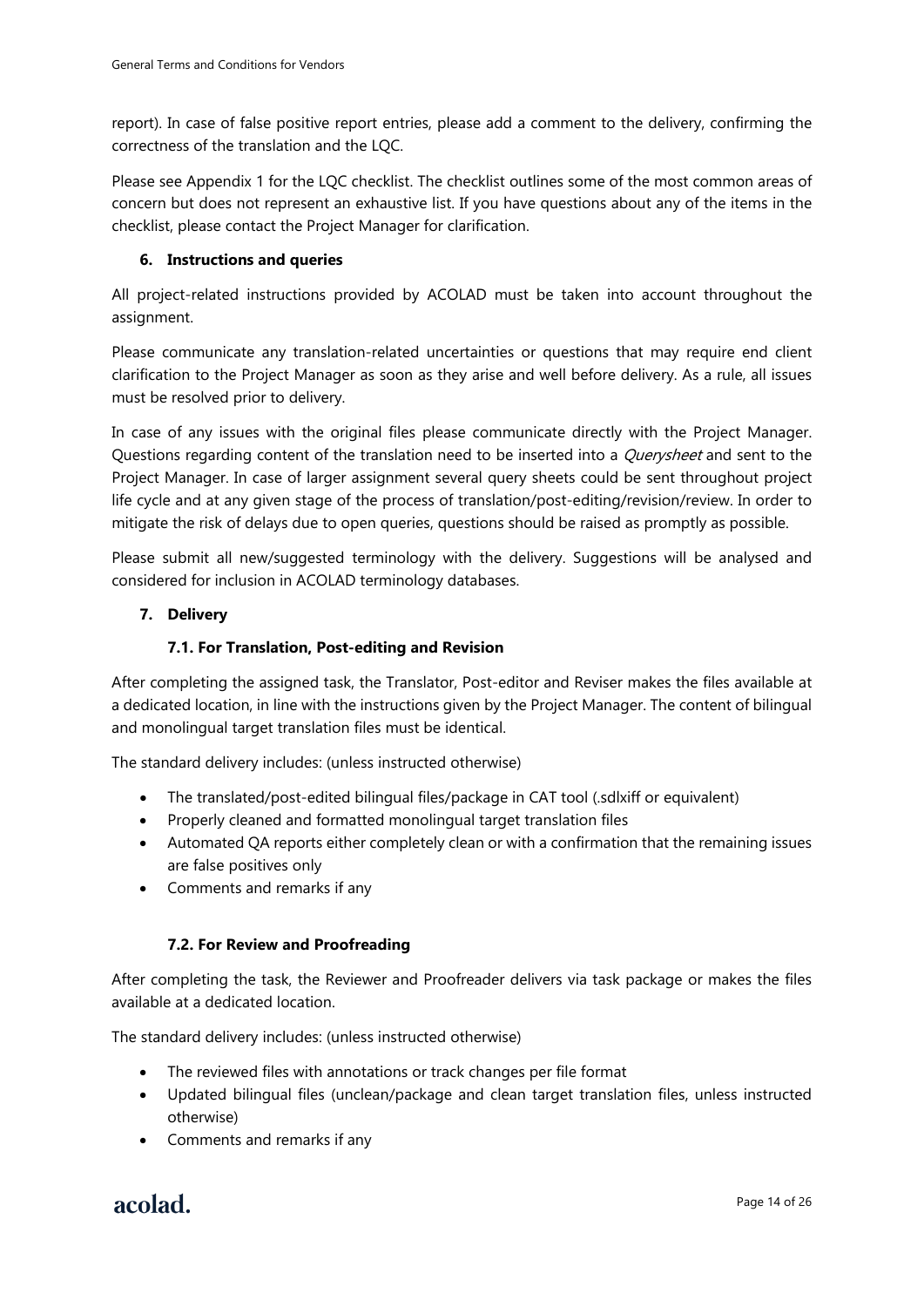report). In case of false positive report entries, please add a comment to the delivery, confirming the correctness of the translation and the LQC.

Please see Appendix 1 for the LQC checklist. The checklist outlines some of the most common areas of concern but does not represent an exhaustive list. If you have questions about any of the items in the checklist, please contact the Project Manager for clarification.

### 6. Instructions and queries

All project-related instructions provided by ACOLAD must be taken into account throughout the assignment.

Please communicate any translation-related uncertainties or questions that may require end client clarification to the Project Manager as soon as they arise and well before delivery. As a rule, all issues must be resolved prior to delivery.

In case of any issues with the original files please communicate directly with the Project Manager. Questions regarding content of the translation need to be inserted into a *Querysheet* and sent to the Project Manager. In case of larger assignment several query sheets could be sent throughout project life cycle and at any given stage of the process of translation/post-editing/revision/review. In order to mitigate the risk of delays due to open queries, questions should be raised as promptly as possible.

Please submit all new/suggested terminology with the delivery. Suggestions will be analysed and considered for inclusion in ACOLAD terminology databases.

## 7. Delivery

### 7.1. For Translation, Post-editing and Revision

After completing the assigned task, the Translator, Post-editor and Reviser makes the files available at a dedicated location, in line with the instructions given by the Project Manager. The content of bilingual and monolingual target translation files must be identical.

The standard delivery includes: (unless instructed otherwise)

- The translated/post-edited bilingual files/package in CAT tool (.sdlxiff or equivalent)
- Properly cleaned and formatted monolingual target translation files
- Automated QA reports either completely clean or with a confirmation that the remaining issues are false positives only
- Comments and remarks if any

### 7.2. For Review and Proofreading

After completing the task, the Reviewer and Proofreader delivers via task package or makes the files available at a dedicated location.

The standard delivery includes: (unless instructed otherwise)

- The reviewed files with annotations or track changes per file format
- Updated bilingual files (unclean/package and clean target translation files, unless instructed otherwise)
- Comments and remarks if any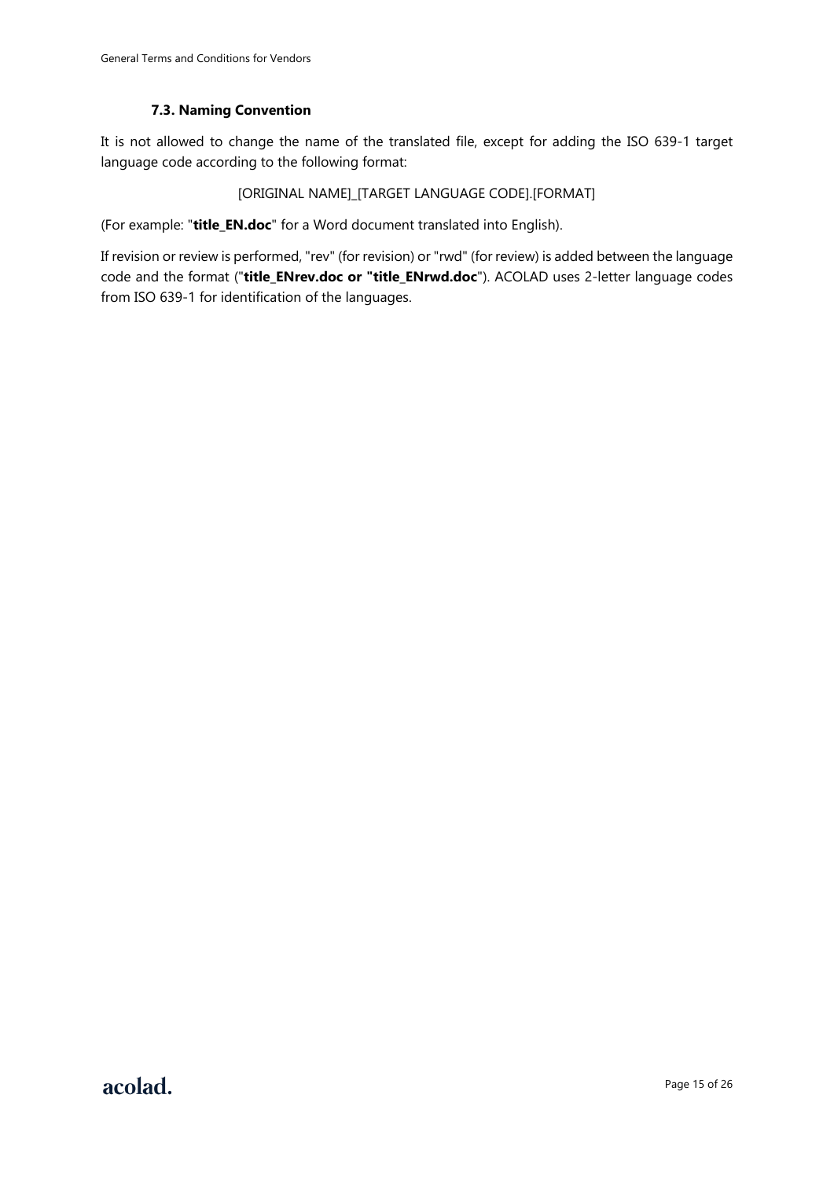### 7.3. Naming Convention

It is not allowed to change the name of the translated file, except for adding the ISO 639-1 target language code according to the following format:

[ORIGINAL NAME]_[TARGET LANGUAGE CODE].[FORMAT]

(For example: "**title_EN.doc**" for a Word document translated into English).

If revision or review is performed, "rev" (for revision) or "rwd" (for review) is added between the language code and the format ("**title_ENrev.doc or "title_ENrwd.doc**"). ACOLAD uses 2-letter language codes from ISO 639-1 for identification of the languages.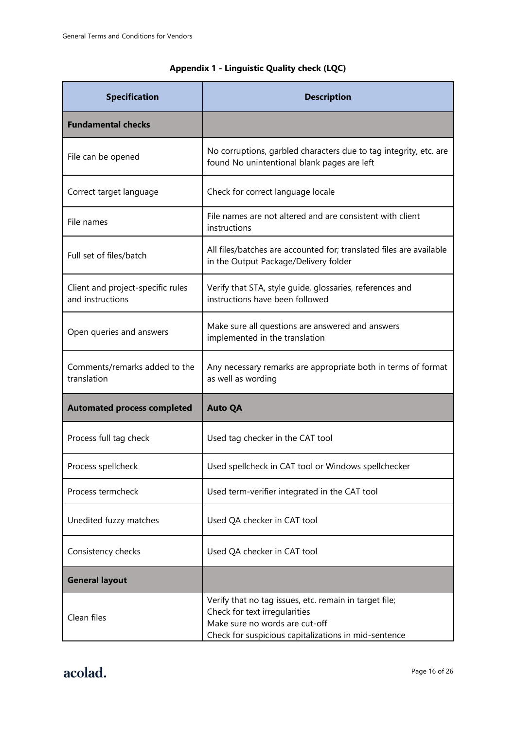## Appendix 1 - Linguistic Quality check (LQC)

| Specification | Description |
|---|---|
| **Fundamental checks** | |
| File can be opened | No corruptions, garbled characters due to tag integrity, etc. are found No unintentional blank pages are left |
| Correct target language | Check for correct language locale |
| File names | File names are not altered and are consistent with client instructions |
| Full set of files/batch | All files/batches are accounted for; translated files are available in the Output Package/Delivery folder |
| Client and project-specific rules and instructions | Verify that STA, style guide, glossaries, references and instructions have been followed |
| Open queries and answers | Make sure all questions are answered and answers implemented in the translation |
| Comments/remarks added to the translation | Any necessary remarks are appropriate both in terms of format as well as wording |
| **Automated process completed** | **Auto QA** |
| Process full tag check | Used tag checker in the CAT tool |
| Process spellcheck | Used spellcheck in CAT tool or Windows spellchecker |
| Process termcheck | Used term-verifier integrated in the CAT tool |
| Unedited fuzzy matches | Used QA checker in CAT tool |
| Consistency checks | Used QA checker in CAT tool |
| **General layout** | |
| Clean files | Verify that no tag issues, etc. remain in target file;<br>Check for text irregularities<br>Make sure no words are cut-off<br>Check for suspicious capitalizations in mid-sentence |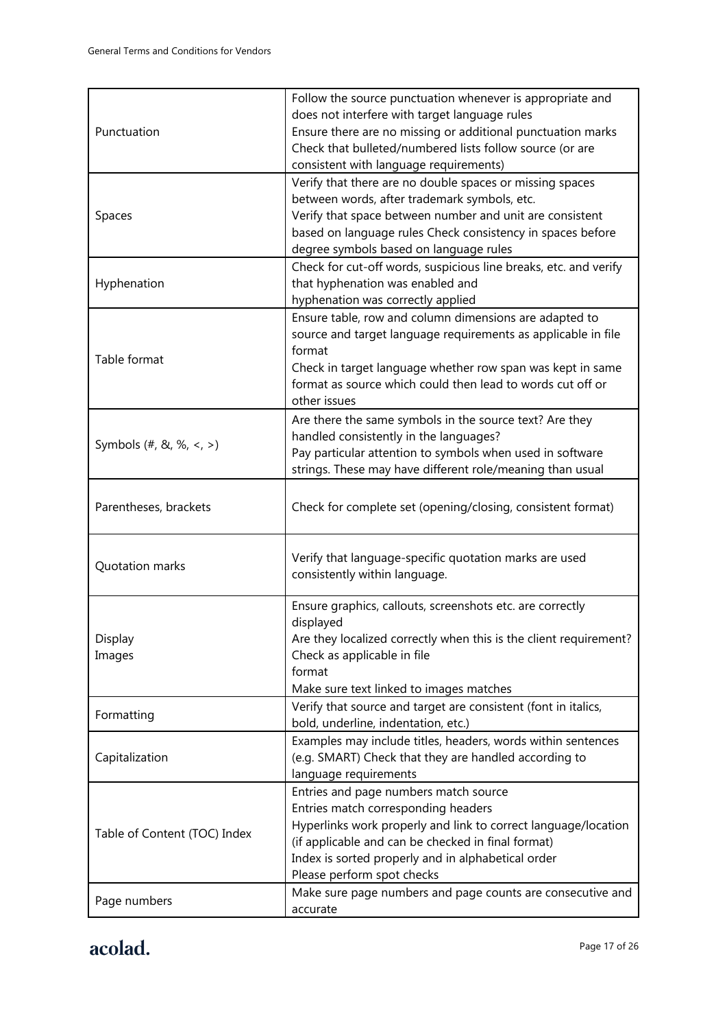| | |
|---|---|
| Punctuation | Follow the source punctuation whenever is appropriate and does not interfere with target language rules<br>Ensure there are no missing or additional punctuation marks<br>Check that bulleted/numbered lists follow source (or are consistent with language requirements) |
| Spaces | Verify that there are no double spaces or missing spaces between words, after trademark symbols, etc.<br>Verify that space between number and unit are consistent based on language rules Check consistency in spaces before degree symbols based on language rules |
| Hyphenation | Check for cut-off words, suspicious line breaks, etc. and verify that hyphenation was enabled and hyphenation was correctly applied |
| Table format | Ensure table, row and column dimensions are adapted to source and target language requirements as applicable in file format<br>Check in target language whether row span was kept in same format as source which could then lead to words cut off or other issues |
| Symbols (#, &, %, <, >) | Are there the same symbols in the source text? Are they handled consistently in the languages?<br>Pay particular attention to symbols when used in software strings. These may have different role/meaning than usual |
| Parentheses, brackets | Check for complete set (opening/closing, consistent format) |
| Quotation marks | Verify that language-specific quotation marks are used consistently within language. |
| Display<br>Images | Ensure graphics, callouts, screenshots etc. are correctly displayed<br>Are they localized correctly when this is the client requirement? Check as applicable in file format<br>Make sure text linked to images matches |
| Formatting | Verify that source and target are consistent (font in italics, bold, underline, indentation, etc.) |
| Capitalization | Examples may include titles, headers, words within sentences (e.g. SMART) Check that they are handled according to language requirements |
| Table of Content (TOC) Index | Entries and page numbers match source<br>Entries match corresponding headers<br>Hyperlinks work properly and link to correct language/location (if applicable and can be checked in final format)<br>Index is sorted properly and in alphabetical order<br>Please perform spot checks |
| Page numbers | Make sure page numbers and page counts are consecutive and accurate |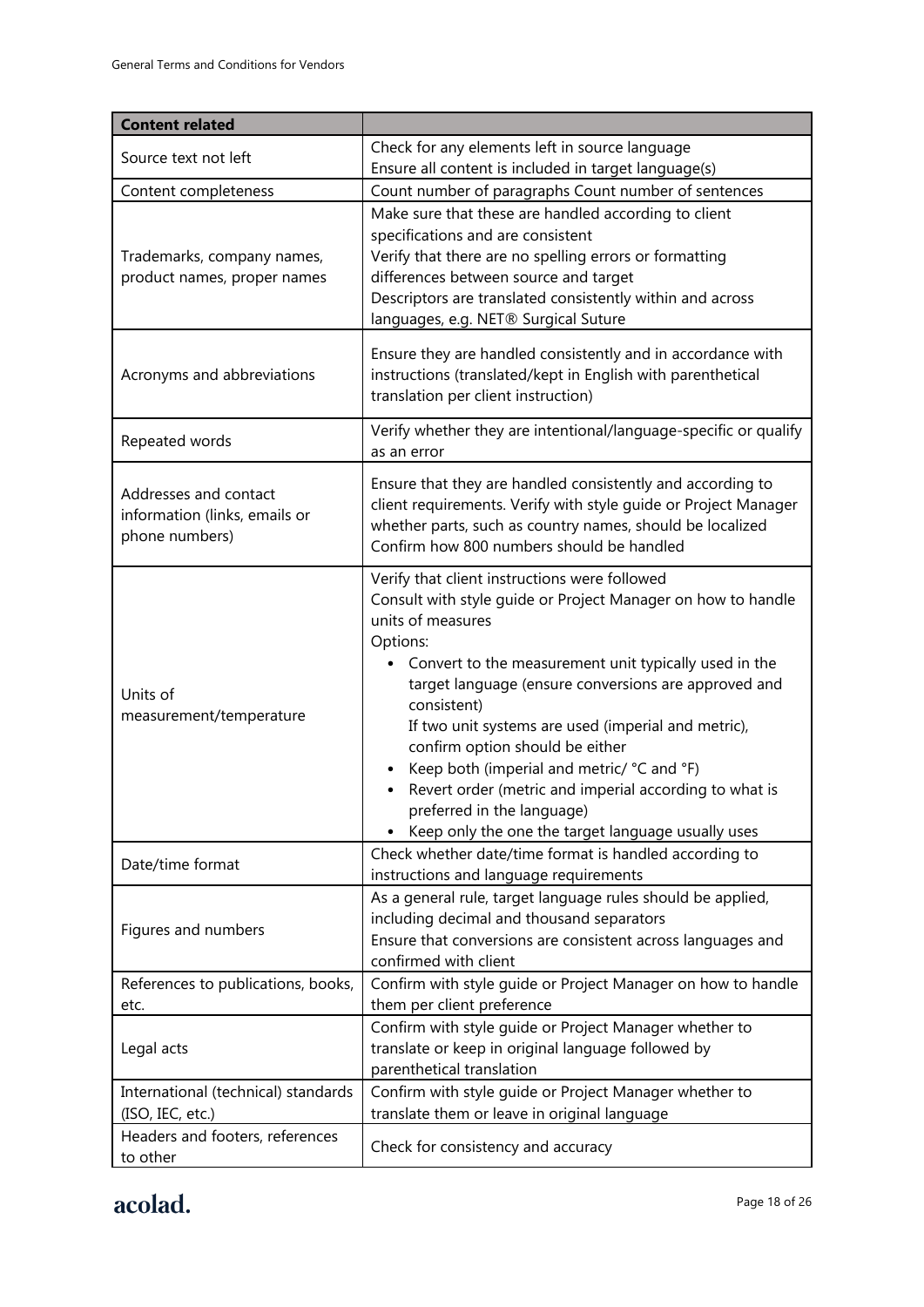| Content related | |
|---|---|
| Source text not left | Check for any elements left in source language<br>Ensure all content is included in target language(s) |
| Content completeness | Count number of paragraphs Count number of sentences |
| Trademarks, company names, product names, proper names | Make sure that these are handled according to client specifications and are consistent<br>Verify that there are no spelling errors or formatting differences between source and target<br>Descriptors are translated consistently within and across languages, e.g. NET® Surgical Suture |
| Acronyms and abbreviations | Ensure they are handled consistently and in accordance with instructions (translated/kept in English with parenthetical translation per client instruction) |
| Repeated words | Verify whether they are intentional/language-specific or qualify as an error |
| Addresses and contact information (links, emails or phone numbers) | Ensure that they are handled consistently and according to client requirements. Verify with style guide or Project Manager whether parts, such as country names, should be localized<br>Confirm how 800 numbers should be handled |
| Units of measurement/temperature | Verify that client instructions were followed<br>Consult with style guide or Project Manager on how to handle units of measures<br>Options:<br>• Convert to the measurement unit typically used in the target language (ensure conversions are approved and consistent)<br>If two unit systems are used (imperial and metric), confirm option should be either<br>• Keep both (imperial and metric/ °C and °F)<br>• Revert order (metric and imperial according to what is preferred in the language)<br>• Keep only the one the target language usually uses |
| Date/time format | Check whether date/time format is handled according to instructions and language requirements |
| Figures and numbers | As a general rule, target language rules should be applied, including decimal and thousand separators<br>Ensure that conversions are consistent across languages and confirmed with client |
| References to publications, books, etc. | Confirm with style guide or Project Manager on how to handle them per client preference |
| Legal acts | Confirm with style guide or Project Manager whether to translate or keep in original language followed by parenthetical translation |
| International (technical) standards (ISO, IEC, etc.) | Confirm with style guide or Project Manager whether to translate them or leave in original language |
| Headers and footers, references to other | Check for consistency and accuracy |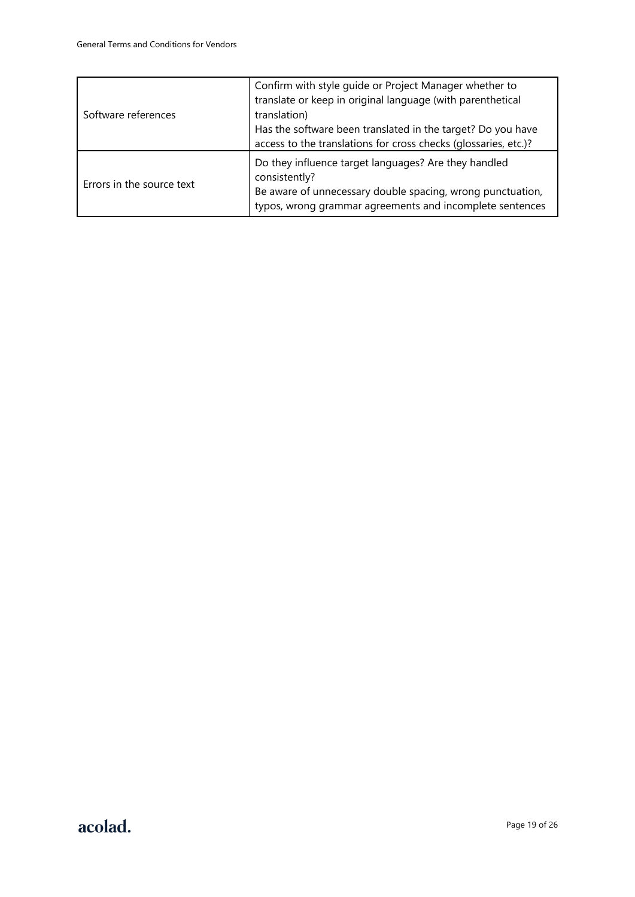| | |
|---|---|
| Software references | Confirm with style guide or Project Manager whether to translate or keep in original language (with parenthetical translation)<br>Has the software been translated in the target? Do you have access to the translations for cross checks (glossaries, etc.)? |
| Errors in the source text | Do they influence target languages? Are they handled consistently?<br>Be aware of unnecessary double spacing, wrong punctuation, typos, wrong grammar agreements and incomplete sentences |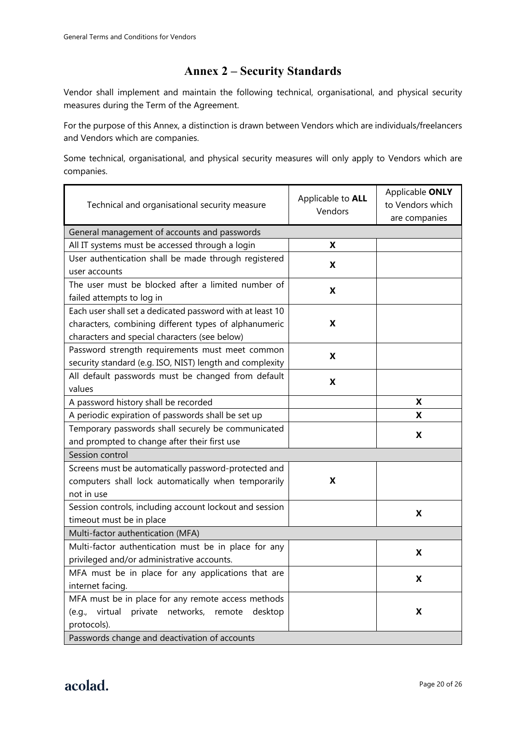## Annex 2 – Security Standards

Vendor shall implement and maintain the following technical, organisational, and physical security measures during the Term of the Agreement.

For the purpose of this Annex, a distinction is drawn between Vendors which are individuals/freelancers and Vendors which are companies.

Some technical, organisational, and physical security measures will only apply to Vendors which are companies.

| Technical and organisational security measure | Applicable to **ALL** Vendors | Applicable **ONLY** to Vendors which are companies |
|---|---|---|
| General management of accounts and passwords | | |
| All IT systems must be accessed through a login | **X** | |
| User authentication shall be made through registered user accounts | **X** | |
| The user must be blocked after a limited number of failed attempts to log in | **X** | |
| Each user shall set a dedicated password with at least 10 characters, combining different types of alphanumeric characters and special characters (see below) | **X** | |
| Password strength requirements must meet common security standard (e.g. ISO, NIST) length and complexity | **X** | |
| All default passwords must be changed from default values | **X** | |
| A password history shall be recorded | | **X** |
| A periodic expiration of passwords shall be set up | | **X** |
| Temporary passwords shall securely be communicated and prompted to change after their first use | | **X** |
| Session control | | |
| Screens must be automatically password-protected and computers shall lock automatically when temporarily not in use | **X** | |
| Session controls, including account lockout and session timeout must be in place | | **X** |
| Multi-factor authentication (MFA) | | |
| Multi-factor authentication must be in place for any privileged and/or administrative accounts. | | **X** |
| MFA must be in place for any applications that are internet facing. | | **X** |
| MFA must be in place for any remote access methods (e.g., virtual private networks, remote desktop protocols). | | **X** |
| Passwords change and deactivation of accounts | | |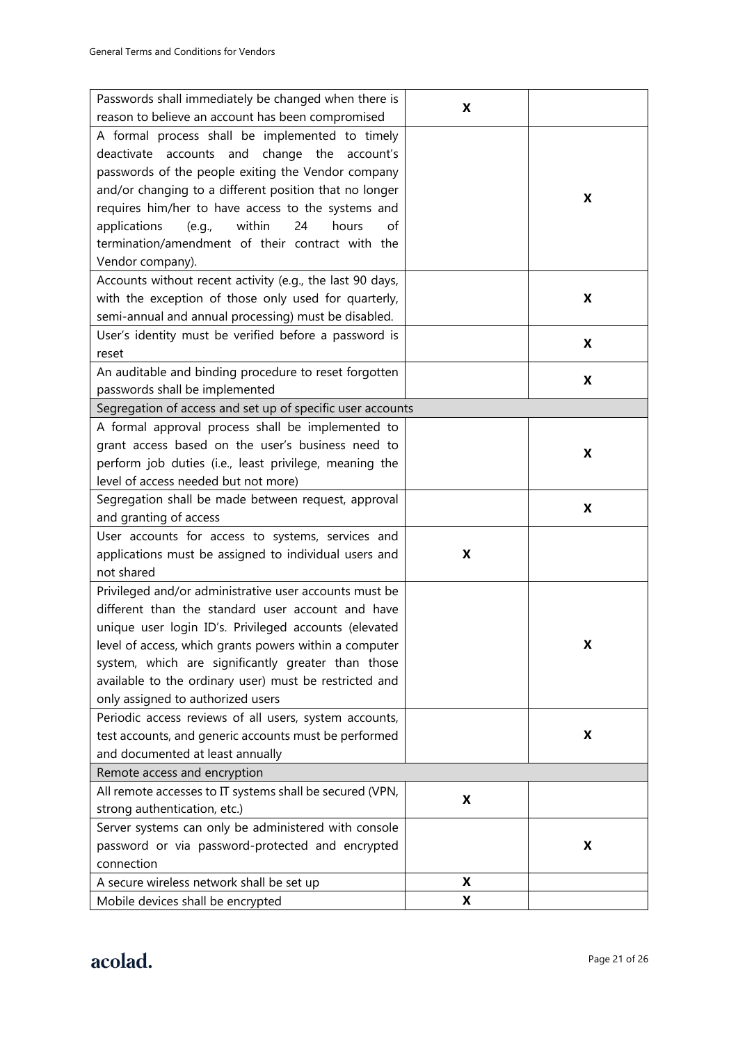| | | |
|---|---|---|
| Passwords shall immediately be changed when there is reason to believe an account has been compromised | X | |
| A formal process shall be implemented to timely deactivate accounts and change the account's passwords of the people exiting the Vendor company and/or changing to a different position that no longer requires him/her to have access to the systems and applications (e.g., within 24 hours of termination/amendment of their contract with the Vendor company). | | X |
| Accounts without recent activity (e.g., the last 90 days, with the exception of those only used for quarterly, semi-annual and annual processing) must be disabled. | | X |
| User's identity must be verified before a password is reset | | X |
| An auditable and binding procedure to reset forgotten passwords shall be implemented | | X |
| Segregation of access and set up of specific user accounts | | |
| A formal approval process shall be implemented to grant access based on the user's business need to perform job duties (i.e., least privilege, meaning the level of access needed but not more) | | X |
| Segregation shall be made between request, approval and granting of access | | X |
| User accounts for access to systems, services and applications must be assigned to individual users and not shared | X | |
| Privileged and/or administrative user accounts must be different than the standard user account and have unique user login ID's. Privileged accounts (elevated level of access, which grants powers within a computer system, which are significantly greater than those available to the ordinary user) must be restricted and only assigned to authorized users | | X |
| Periodic access reviews of all users, system accounts, test accounts, and generic accounts must be performed and documented at least annually | | X |
| Remote access and encryption | | |
| All remote accesses to IT systems shall be secured (VPN, strong authentication, etc.) | X | |
| Server systems can only be administered with console password or via password-protected and encrypted connection | | X |
| A secure wireless network shall be set up | X | |
| Mobile devices shall be encrypted | X | |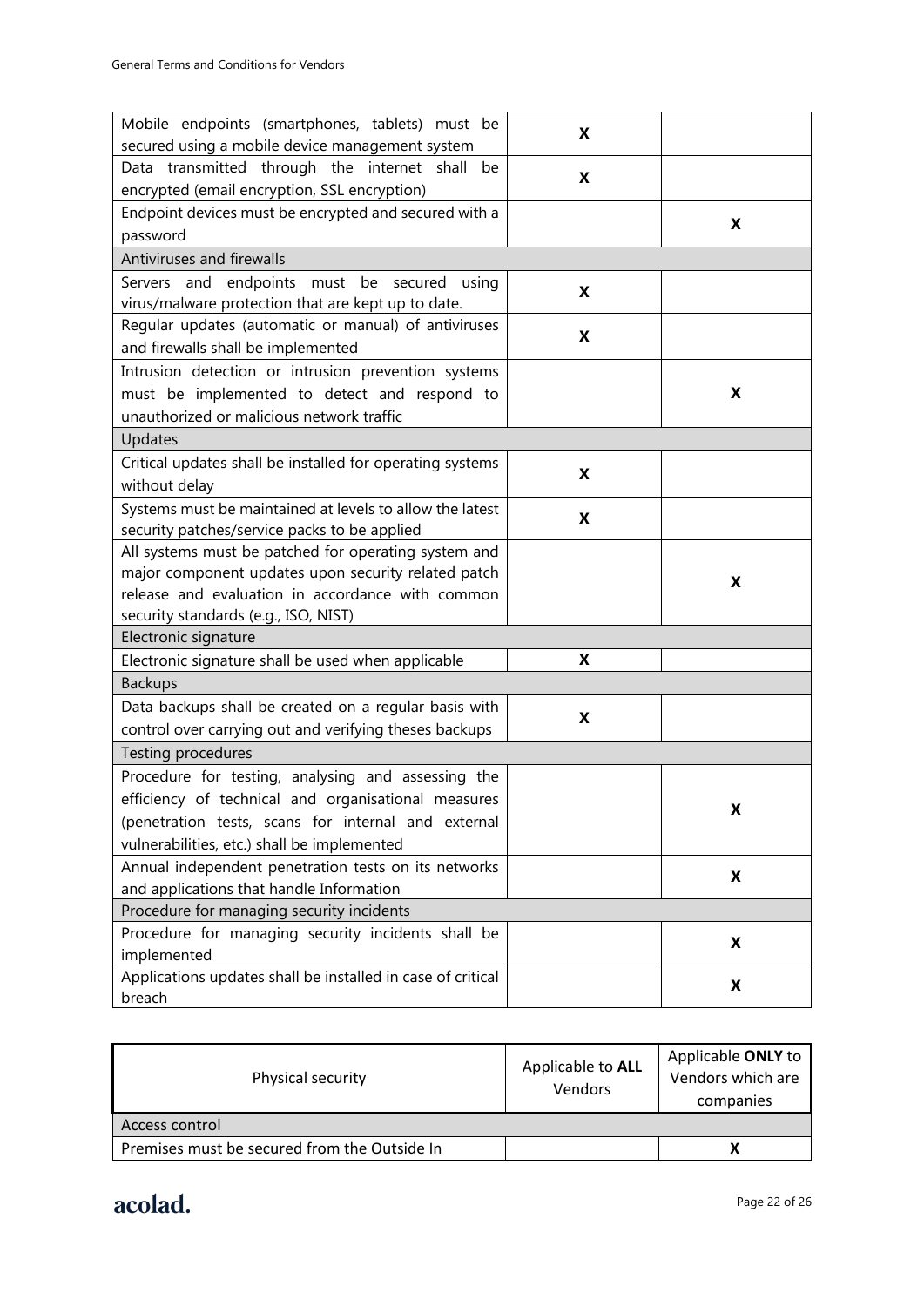| | | |
|---|---|---|
| Mobile endpoints (smartphones, tablets) must be secured using a mobile device management system | X | |
| Data transmitted through the internet shall be encrypted (email encryption, SSL encryption) | X | |
| Endpoint devices must be encrypted and secured with a password | | X |
| Antiviruses and firewalls | | |
| Servers and endpoints must be secured using virus/malware protection that are kept up to date. | X | |
| Regular updates (automatic or manual) of antiviruses and firewalls shall be implemented | X | |
| Intrusion detection or intrusion prevention systems must be implemented to detect and respond to unauthorized or malicious network traffic | | X |
| Updates | | |
| Critical updates shall be installed for operating systems without delay | X | |
| Systems must be maintained at levels to allow the latest security patches/service packs to be applied | X | |
| All systems must be patched for operating system and major component updates upon security related patch release and evaluation in accordance with common security standards (e.g., ISO, NIST) | | X |
| Electronic signature | | |
| Electronic signature shall be used when applicable | X | |
| Backups | | |
| Data backups shall be created on a regular basis with control over carrying out and verifying theses backups | X | |
| Testing procedures | | |
| Procedure for testing, analysing and assessing the efficiency of technical and organisational measures (penetration tests, scans for internal and external vulnerabilities, etc.) shall be implemented | | X |
| Annual independent penetration tests on its networks and applications that handle Information | | X |
| Procedure for managing security incidents | | |
| Procedure for managing security incidents shall be implemented | | X |
| Applications updates shall be installed in case of critical breach | | X |

| Physical security | Applicable to **ALL** Vendors | Applicable **ONLY** to Vendors which are companies |
|---|---|---|
| Access control | | |
| Premises must be secured from the Outside In | | X |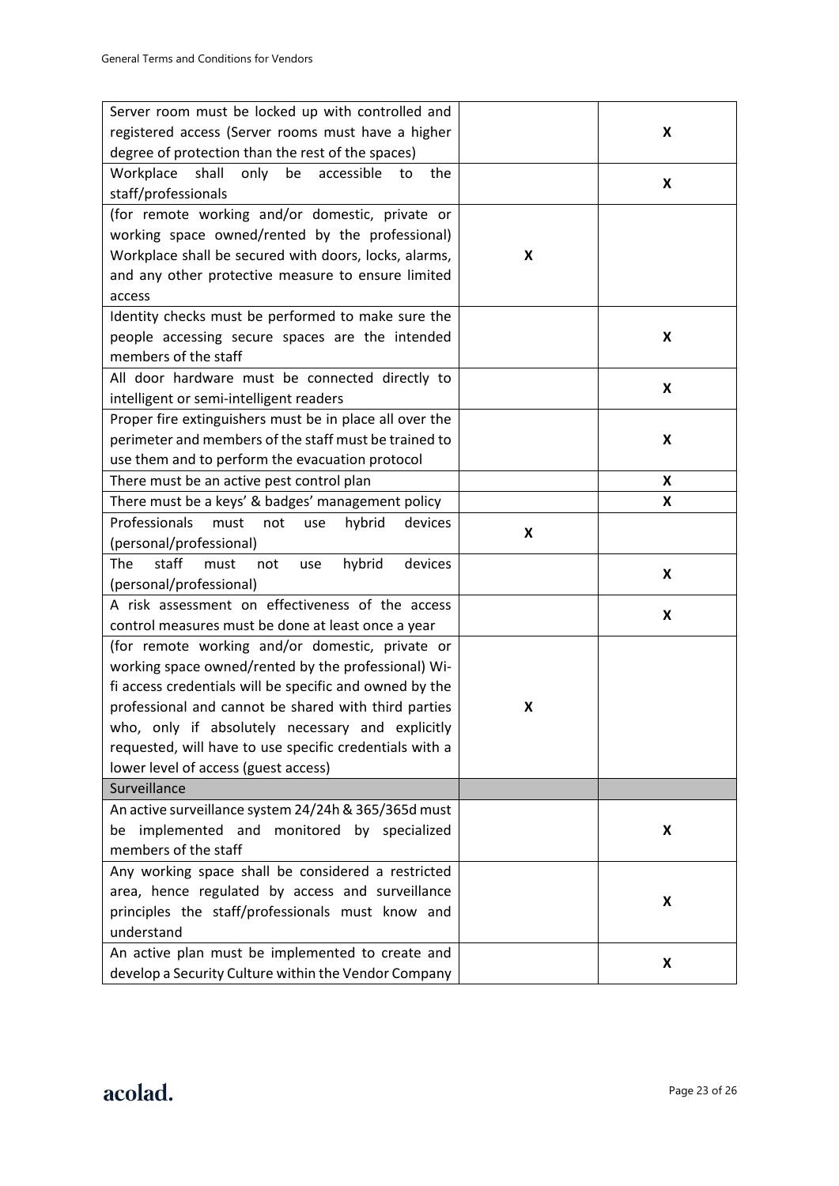| | | |
|---|---|---|
| Server room must be locked up with controlled and registered access (Server rooms must have a higher degree of protection than the rest of the spaces) | | X |
| Workplace shall only be accessible to the staff/professionals | | X |
| (for remote working and/or domestic, private or working space owned/rented by the professional) Workplace shall be secured with doors, locks, alarms, and any other protective measure to ensure limited access | X | |
| Identity checks must be performed to make sure the people accessing secure spaces are the intended members of the staff | | X |
| All door hardware must be connected directly to intelligent or semi-intelligent readers | | X |
| Proper fire extinguishers must be in place all over the perimeter and members of the staff must be trained to use them and to perform the evacuation protocol | | X |
| There must be an active pest control plan | | X |
| There must be a keys' & badges' management policy | | X |
| Professionals must not use hybrid devices (personal/professional) | X | |
| The staff must not use hybrid devices (personal/professional) | | X |
| A risk assessment on effectiveness of the access control measures must be done at least once a year | | X |
| (for remote working and/or domestic, private or working space owned/rented by the professional) Wi-fi access credentials will be specific and owned by the professional and cannot be shared with third parties who, only if absolutely necessary and explicitly requested, will have to use specific credentials with a lower level of access (guest access) | X | |
| Surveillance | | |
| An active surveillance system 24/24h & 365/365d must be implemented and monitored by specialized members of the staff | | X |
| Any working space shall be considered a restricted area, hence regulated by access and surveillance principles the staff/professionals must know and understand | | X |
| An active plan must be implemented to create and develop a Security Culture within the Vendor Company | | X |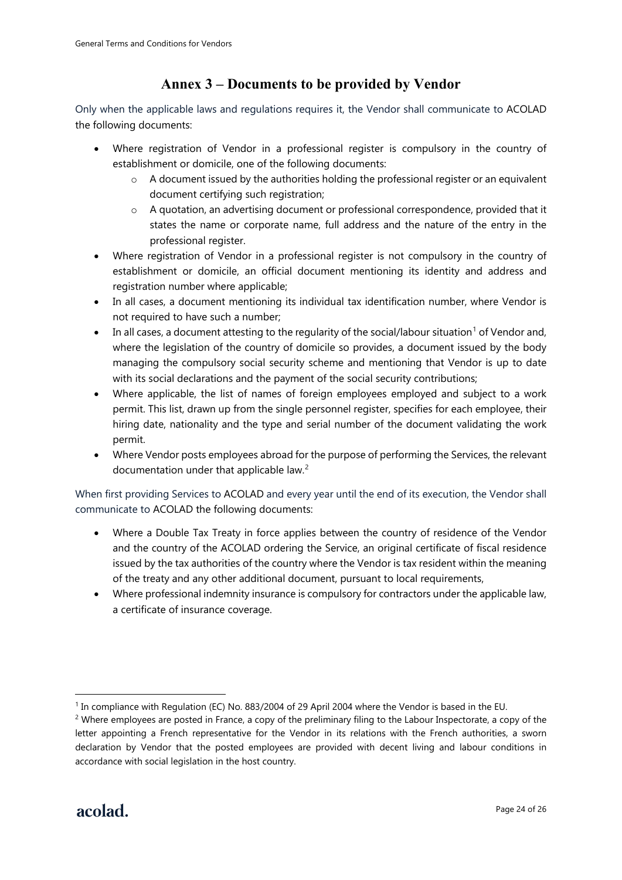# Annex 3 – Documents to be provided by Vendor

Only when the applicable laws and regulations requires it, the Vendor shall communicate to ACOLAD the following documents:

- Where registration of Vendor in a professional register is compulsory in the country of establishment or domicile, one of the following documents:
  - A document issued by the authorities holding the professional register or an equivalent document certifying such registration;
  - A quotation, an advertising document or professional correspondence, provided that it states the name or corporate name, full address and the nature of the entry in the professional register.
- Where registration of Vendor in a professional register is not compulsory in the country of establishment or domicile, an official document mentioning its identity and address and registration number where applicable;
- In all cases, a document mentioning its individual tax identification number, where Vendor is not required to have such a number;
- In all cases, a document attesting to the regularity of the social/labour situation[1] of Vendor and, where the legislation of the country of domicile so provides, a document issued by the body managing the compulsory social security scheme and mentioning that Vendor is up to date with its social declarations and the payment of the social security contributions;
- Where applicable, the list of names of foreign employees employed and subject to a work permit. This list, drawn up from the single personnel register, specifies for each employee, their hiring date, nationality and the type and serial number of the document validating the work permit.
- Where Vendor posts employees abroad for the purpose of performing the Services, the relevant documentation under that applicable law.[2]

When first providing Services to ACOLAD and every year until the end of its execution, the Vendor shall communicate to ACOLAD the following documents:

- Where a Double Tax Treaty in force applies between the country of residence of the Vendor and the country of the ACOLAD ordering the Service, an original certificate of fiscal residence issued by the tax authorities of the country where the Vendor is tax resident within the meaning of the treaty and any other additional document, pursuant to local requirements,
- Where professional indemnity insurance is compulsory for contractors under the applicable law, a certificate of insurance coverage.

---

[1] In compliance with Regulation (EC) No. 883/2004 of 29 April 2004 where the Vendor is based in the EU.

[2] Where employees are posted in France, a copy of the preliminary filing to the Labour Inspectorate, a copy of the letter appointing a French representative for the Vendor in its relations with the French authorities, a sworn declaration by Vendor that the posted employees are provided with decent living and labour conditions in accordance with social legislation in the host country.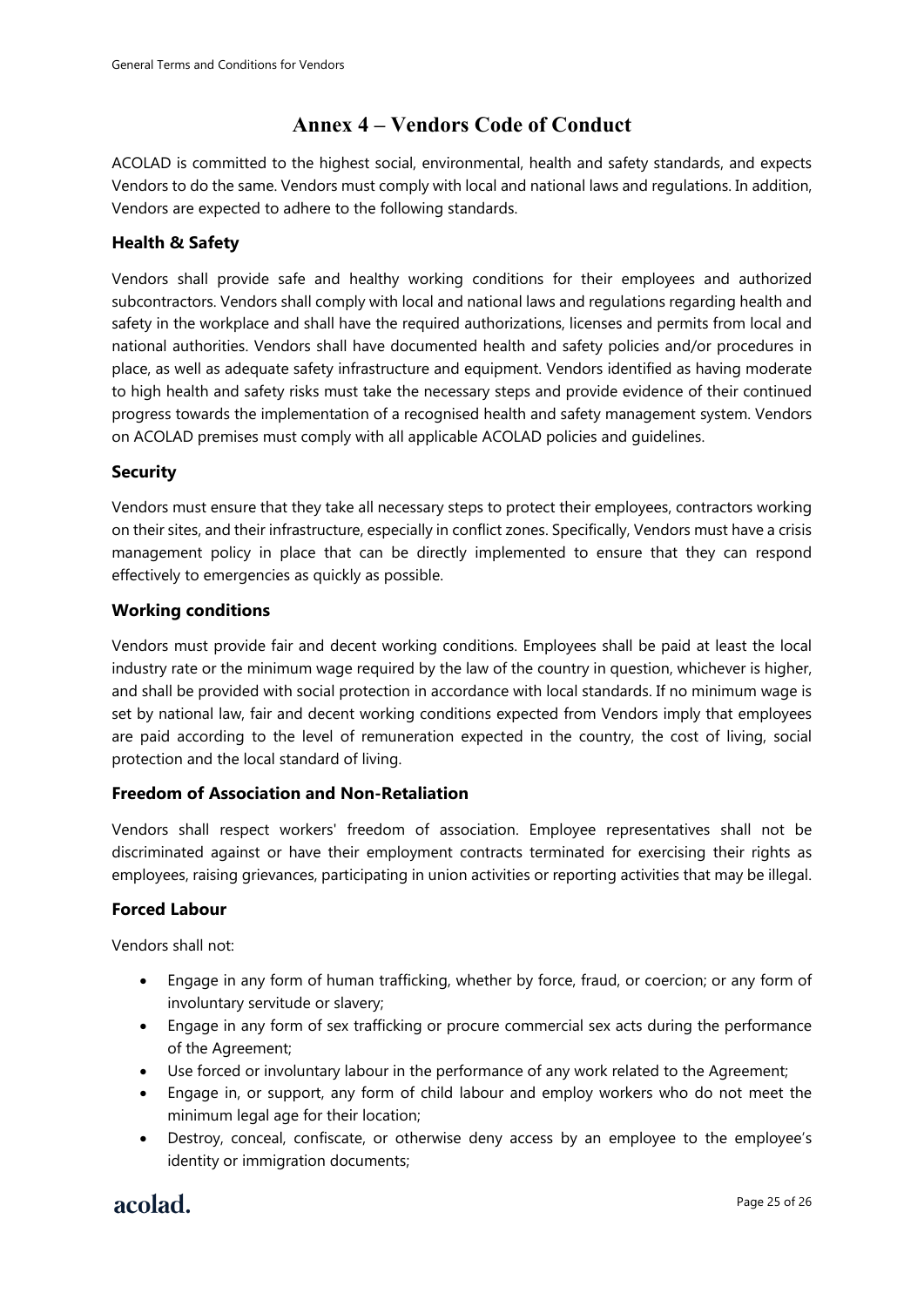# Annex 4 – Vendors Code of Conduct

ACOLAD is committed to the highest social, environmental, health and safety standards, and expects Vendors to do the same. Vendors must comply with local and national laws and regulations. In addition, Vendors are expected to adhere to the following standards.

### Health & Safety

Vendors shall provide safe and healthy working conditions for their employees and authorized subcontractors. Vendors shall comply with local and national laws and regulations regarding health and safety in the workplace and shall have the required authorizations, licenses and permits from local and national authorities. Vendors shall have documented health and safety policies and/or procedures in place, as well as adequate safety infrastructure and equipment. Vendors identified as having moderate to high health and safety risks must take the necessary steps and provide evidence of their continued progress towards the implementation of a recognised health and safety management system. Vendors on ACOLAD premises must comply with all applicable ACOLAD policies and guidelines.

### Security

Vendors must ensure that they take all necessary steps to protect their employees, contractors working on their sites, and their infrastructure, especially in conflict zones. Specifically, Vendors must have a crisis management policy in place that can be directly implemented to ensure that they can respond effectively to emergencies as quickly as possible.

### Working conditions

Vendors must provide fair and decent working conditions. Employees shall be paid at least the local industry rate or the minimum wage required by the law of the country in question, whichever is higher, and shall be provided with social protection in accordance with local standards. If no minimum wage is set by national law, fair and decent working conditions expected from Vendors imply that employees are paid according to the level of remuneration expected in the country, the cost of living, social protection and the local standard of living.

### Freedom of Association and Non-Retaliation

Vendors shall respect workers' freedom of association. Employee representatives shall not be discriminated against or have their employment contracts terminated for exercising their rights as employees, raising grievances, participating in union activities or reporting activities that may be illegal.

### Forced Labour

Vendors shall not:

- Engage in any form of human trafficking, whether by force, fraud, or coercion; or any form of involuntary servitude or slavery;
- Engage in any form of sex trafficking or procure commercial sex acts during the performance of the Agreement;
- Use forced or involuntary labour in the performance of any work related to the Agreement;
- Engage in, or support, any form of child labour and employ workers who do not meet the minimum legal age for their location;
- Destroy, conceal, confiscate, or otherwise deny access by an employee to the employee's identity or immigration documents;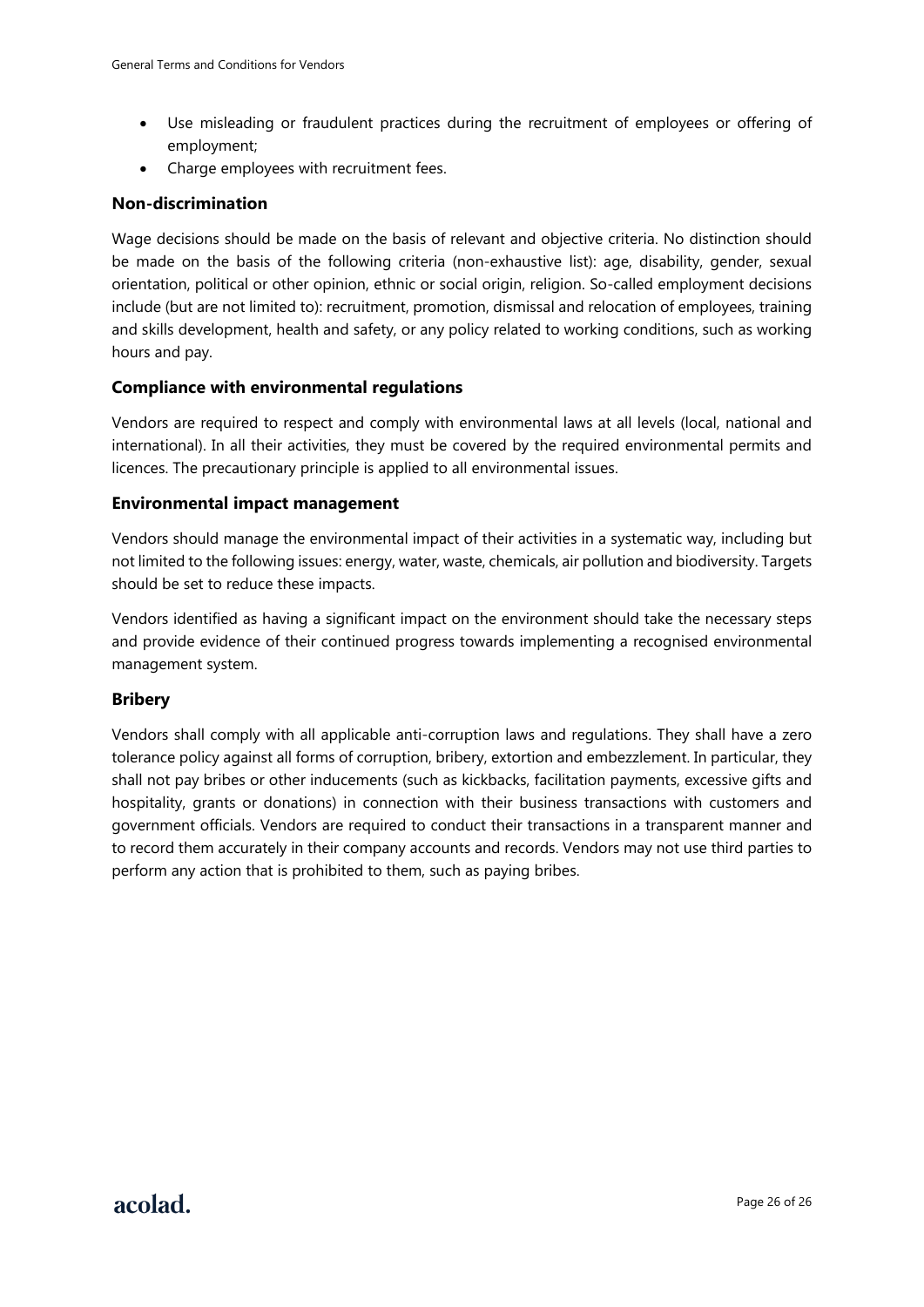- Use misleading or fraudulent practices during the recruitment of employees or offering of employment;
- Charge employees with recruitment fees.

### Non-discrimination

Wage decisions should be made on the basis of relevant and objective criteria. No distinction should be made on the basis of the following criteria (non-exhaustive list): age, disability, gender, sexual orientation, political or other opinion, ethnic or social origin, religion. So-called employment decisions include (but are not limited to): recruitment, promotion, dismissal and relocation of employees, training and skills development, health and safety, or any policy related to working conditions, such as working hours and pay.

### Compliance with environmental regulations

Vendors are required to respect and comply with environmental laws at all levels (local, national and international). In all their activities, they must be covered by the required environmental permits and licences. The precautionary principle is applied to all environmental issues.

### Environmental impact management

Vendors should manage the environmental impact of their activities in a systematic way, including but not limited to the following issues: energy, water, waste, chemicals, air pollution and biodiversity. Targets should be set to reduce these impacts.

Vendors identified as having a significant impact on the environment should take the necessary steps and provide evidence of their continued progress towards implementing a recognised environmental management system.

### Bribery

Vendors shall comply with all applicable anti-corruption laws and regulations. They shall have a zero tolerance policy against all forms of corruption, bribery, extortion and embezzlement. In particular, they shall not pay bribes or other inducements (such as kickbacks, facilitation payments, excessive gifts and hospitality, grants or donations) in connection with their business transactions with customers and government officials. Vendors are required to conduct their transactions in a transparent manner and to record them accurately in their company accounts and records. Vendors may not use third parties to perform any action that is prohibited to them, such as paying bribes.